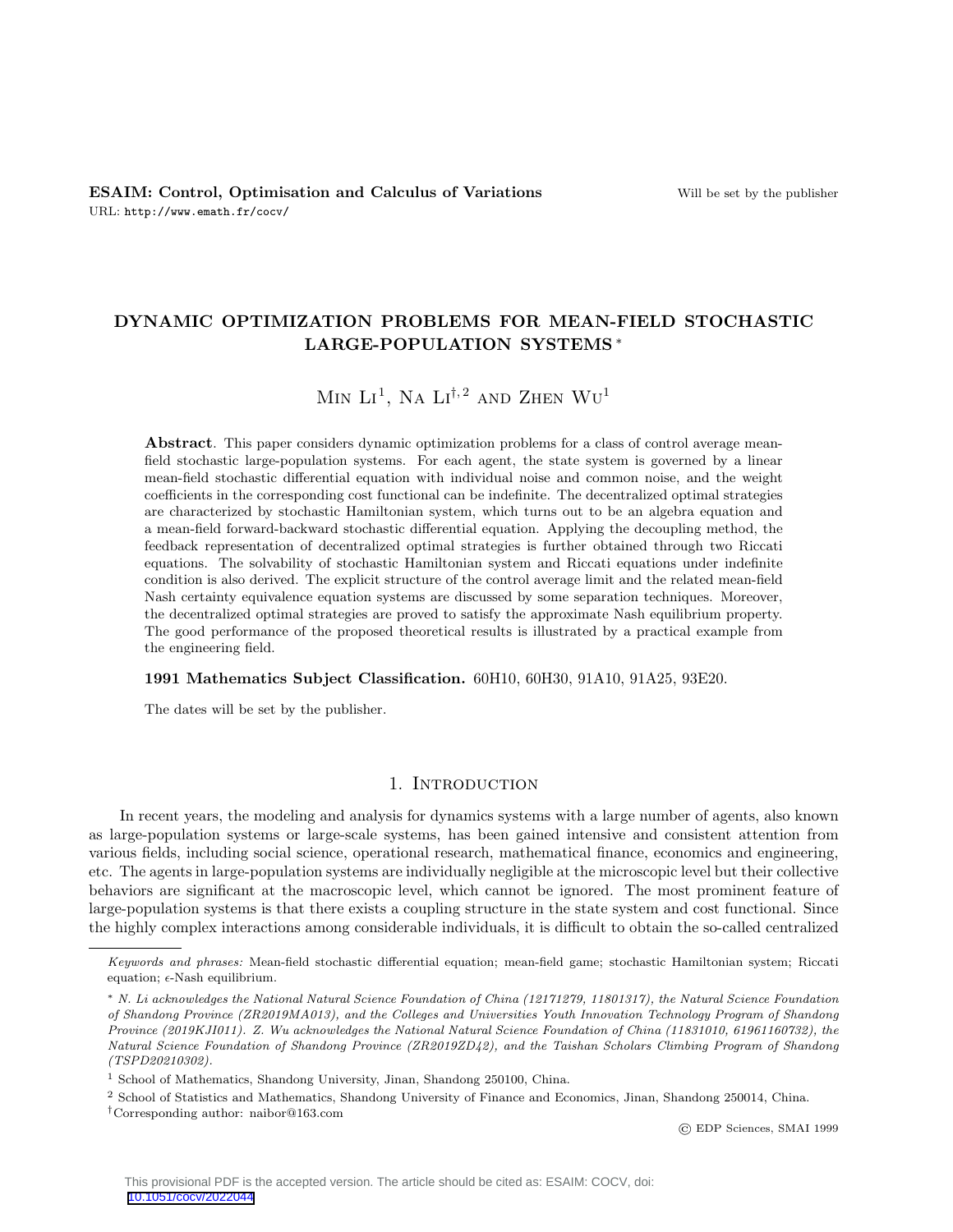# DYNAMIC OPTIMIZATION PROBLEMS FOR MEAN-FIELD STOCHASTIC LARGE-POPULATION SYSTEMS *

Min Li[1], Na Li[†, 2] and Zhen Wu[1]

**Abstract**. This paper considers dynamic optimization problems for a class of control average mean-field stochastic large-population systems. For each agent, the state system is governed by a linear mean-field stochastic differential equation with individual noise and common noise, and the weight coefficients in the corresponding cost functional can be indefinite. The decentralized optimal strategies are characterized by stochastic Hamiltonian system, which turns out to be an algebra equation and a mean-field forward-backward stochastic differential equation. Applying the decoupling method, the feedback representation of decentralized optimal strategies is further obtained through two Riccati equations. The solvability of stochastic Hamiltonian system and Riccati equations under indefinite condition is also derived. The explicit structure of the control average limit and the related mean-field Nash certainty equivalence equation systems are discussed by some separation techniques. Moreover, the decentralized optimal strategies are proved to satisfy the approximate Nash equilibrium property. The good performance of the proposed theoretical results is illustrated by a practical example from the engineering field.

**1991 Mathematics Subject Classification.** 60H10, 60H30, 91A10, 91A25, 93E20.

The dates will be set by the publisher.

## 1. Introduction

In recent years, the modeling and analysis for dynamics systems with a large number of agents, also known as large-population systems or large-scale systems, has been gained intensive and consistent attention from various fields, including social science, operational research, mathematical finance, economics and engineering, etc. The agents in large-population systems are individually negligible at the microscopic level but their collective behaviors are significant at the macroscopic level, which cannot be ignored. The most prominent feature of large-population systems is that there exists a coupling structure in the state system and cost functional. Since the highly complex interactions among considerable individuals, it is difficult to obtain the so-called centralized

---

*Keywords and phrases:* Mean-field stochastic differential equation; mean-field game; stochastic Hamiltonian system; Riccati equation; $\epsilon$-Nash equilibrium.

\* *N. Li acknowledges the National Natural Science Foundation of China (12171279, 11801317), the Natural Science Foundation of Shandong Province (ZR2019MA013), and the Colleges and Universities Youth Innovation Technology Program of Shandong Province (2019KJI011). Z. Wu acknowledges the National Natural Science Foundation of China (11831010, 61961160732), the Natural Science Foundation of Shandong Province (ZR2019ZD42), and the Taishan Scholars Climbing Program of Shandong (TSPD20210302).*

[1] School of Mathematics, Shandong University, Jinan, Shandong 250100, China.

[2] School of Statistics and Mathematics, Shandong University of Finance and Economics, Jinan, Shandong 250014, China.

[†] Corresponding author: naibor@163.com

© EDP Sciences, SMAI 1999

This provisional PDF is the accepted version. The article should be cited as: ESAIM: COCV, doi: 10.1051/cocv/2022044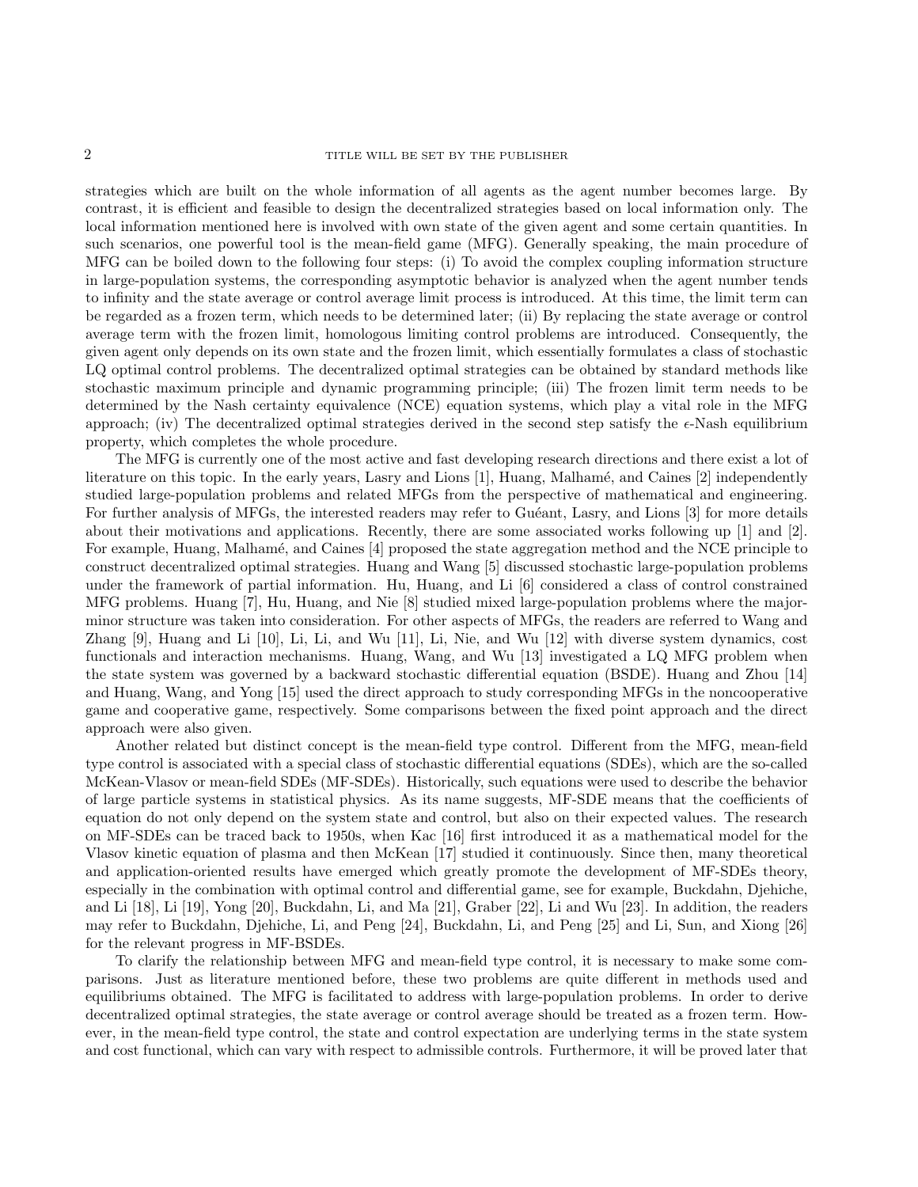strategies which are built on the whole information of all agents as the agent number becomes large. By contrast, it is efficient and feasible to design the decentralized strategies based on local information only. The local information mentioned here is involved with own state of the given agent and some certain quantities. In such scenarios, one powerful tool is the mean-field game (MFG). Generally speaking, the main procedure of MFG can be boiled down to the following four steps: (i) To avoid the complex coupling information structure in large-population systems, the corresponding asymptotic behavior is analyzed when the agent number tends to infinity and the state average or control average limit process is introduced. At this time, the limit term can be regarded as a frozen term, which needs to be determined later; (ii) By replacing the state average or control average term with the frozen limit, homologous limiting control problems are introduced. Consequently, the given agent only depends on its own state and the frozen limit, which essentially formulates a class of stochastic LQ optimal control problems. The decentralized optimal strategies can be obtained by standard methods like stochastic maximum principle and dynamic programming principle; (iii) The frozen limit term needs to be determined by the Nash certainty equivalence (NCE) equation systems, which play a vital role in the MFG approach; (iv) The decentralized optimal strategies derived in the second step satisfy the $\epsilon$-Nash equilibrium property, which completes the whole procedure.

The MFG is currently one of the most active and fast developing research directions and there exist a lot of literature on this topic. In the early years, Lasry and Lions [1], Huang, Malhamé, and Caines [2] independently studied large-population problems and related MFGs from the perspective of mathematical and engineering. For further analysis of MFGs, the interested readers may refer to Guéant, Lasry, and Lions [3] for more details about their motivations and applications. Recently, there are some associated works following up [1] and [2]. For example, Huang, Malhamé, and Caines [4] proposed the state aggregation method and the NCE principle to construct decentralized optimal strategies. Huang and Wang [5] discussed stochastic large-population problems under the framework of partial information. Hu, Huang, and Li [6] considered a class of control constrained MFG problems. Huang [7], Hu, Huang, and Nie [8] studied mixed large-population problems where the major-minor structure was taken into consideration. For other aspects of MFGs, the readers are referred to Wang and Zhang [9], Huang and Li [10], Li, Li, and Wu [11], Li, Nie, and Wu [12] with diverse system dynamics, cost functionals and interaction mechanisms. Huang, Wang, and Wu [13] investigated a LQ MFG problem when the state system was governed by a backward stochastic differential equation (BSDE). Huang and Zhou [14] and Huang, Wang, and Yong [15] used the direct approach to study corresponding MFGs in the noncooperative game and cooperative game, respectively. Some comparisons between the fixed point approach and the direct approach were also given.

Another related but distinct concept is the mean-field type control. Different from the MFG, mean-field type control is associated with a special class of stochastic differential equations (SDEs), which are the so-called McKean-Vlasov or mean-field SDEs (MF-SDEs). Historically, such equations were used to describe the behavior of large particle systems in statistical physics. As its name suggests, MF-SDE means that the coefficients of equation do not only depend on the system state and control, but also on their expected values. The research on MF-SDEs can be traced back to 1950s, when Kac [16] first introduced it as a mathematical model for the Vlasov kinetic equation of plasma and then McKean [17] studied it continuously. Since then, many theoretical and application-oriented results have emerged which greatly promote the development of MF-SDEs theory, especially in the combination with optimal control and differential game, see for example, Buckdahn, Djehiche, and Li [18], Li [19], Yong [20], Buckdahn, Li, and Ma [21], Graber [22], Li and Wu [23]. In addition, the readers may refer to Buckdahn, Djehiche, Li, and Peng [24], Buckdahn, Li, and Peng [25] and Li, Sun, and Xiong [26] for the relevant progress in MF-BSDEs.

To clarify the relationship between MFG and mean-field type control, it is necessary to make some comparisons. Just as literature mentioned before, these two problems are quite different in methods used and equilibriums obtained. The MFG is facilitated to address with large-population problems. In order to derive decentralized optimal strategies, the state average or control average should be treated as a frozen term. However, in the mean-field type control, the state and control expectation are underlying terms in the state system and cost functional, which can vary with respect to admissible controls. Furthermore, it will be proved later that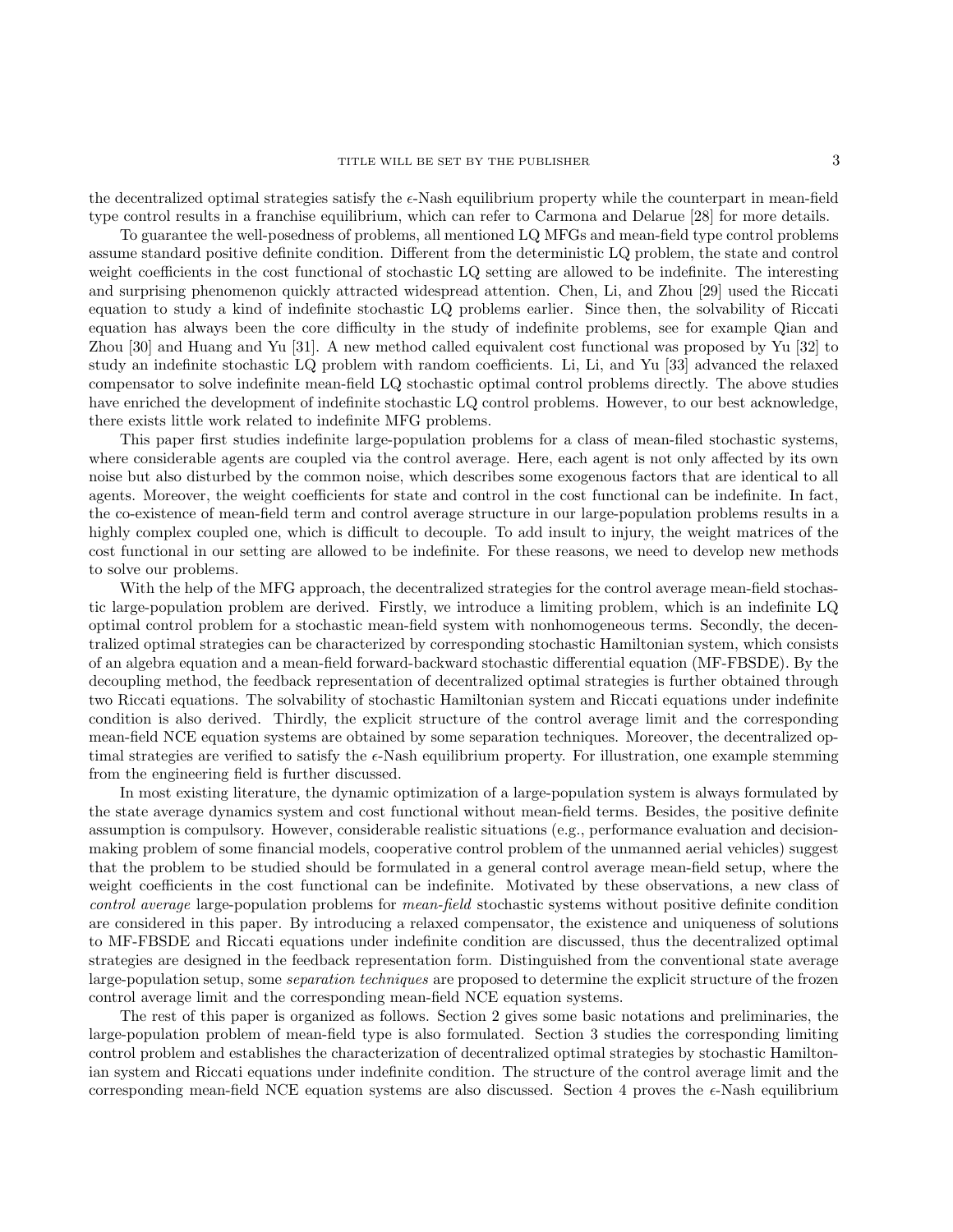the decentralized optimal strategies satisfy the $\epsilon$-Nash equilibrium property while the counterpart in mean-field type control results in a franchise equilibrium, which can refer to Carmona and Delarue [28] for more details.

To guarantee the well-posedness of problems, all mentioned LQ MFGs and mean-field type control problems assume standard positive definite condition. Different from the deterministic LQ problem, the state and control weight coefficients in the cost functional of stochastic LQ setting are allowed to be indefinite. The interesting and surprising phenomenon quickly attracted widespread attention. Chen, Li, and Zhou [29] used the Riccati equation to study a kind of indefinite stochastic LQ problems earlier. Since then, the solvability of Riccati equation has always been the core difficulty in the study of indefinite problems, see for example Qian and Zhou [30] and Huang and Yu [31]. A new method called equivalent cost functional was proposed by Yu [32] to study an indefinite stochastic LQ problem with random coefficients. Li, Li, and Yu [33] advanced the relaxed compensator to solve indefinite mean-field LQ stochastic optimal control problems directly. The above studies have enriched the development of indefinite stochastic LQ control problems. However, to our best acknowledge, there exists little work related to indefinite MFG problems.

This paper first studies indefinite large-population problems for a class of mean-filed stochastic systems, where considerable agents are coupled via the control average. Here, each agent is not only affected by its own noise but also disturbed by the common noise, which describes some exogenous factors that are identical to all agents. Moreover, the weight coefficients for state and control in the cost functional can be indefinite. In fact, the co-existence of mean-field term and control average structure in our large-population problems results in a highly complex coupled one, which is difficult to decouple. To add insult to injury, the weight matrices of the cost functional in our setting are allowed to be indefinite. For these reasons, we need to develop new methods to solve our problems.

With the help of the MFG approach, the decentralized strategies for the control average mean-field stochastic large-population problem are derived. Firstly, we introduce a limiting problem, which is an indefinite LQ optimal control problem for a stochastic mean-field system with nonhomogeneous terms. Secondly, the decentralized optimal strategies can be characterized by corresponding stochastic Hamiltonian system, which consists of an algebra equation and a mean-field forward-backward stochastic differential equation (MF-FBSDE). By the decoupling method, the feedback representation of decentralized optimal strategies is further obtained through two Riccati equations. The solvability of stochastic Hamiltonian system and Riccati equations under indefinite condition is also derived. Thirdly, the explicit structure of the control average limit and the corresponding mean-field NCE equation systems are obtained by some separation techniques. Moreover, the decentralized optimal strategies are verified to satisfy the $\epsilon$-Nash equilibrium property. For illustration, one example stemming from the engineering field is further discussed.

In most existing literature, the dynamic optimization of a large-population system is always formulated by the state average dynamics system and cost functional without mean-field terms. Besides, the positive definite assumption is compulsory. However, considerable realistic situations (e.g., performance evaluation and decision-making problem of some financial models, cooperative control problem of the unmanned aerial vehicles) suggest that the problem to be studied should be formulated in a general control average mean-field setup, where the weight coefficients in the cost functional can be indefinite. Motivated by these observations, a new class of *control average* large-population problems for *mean-field* stochastic systems without positive definite condition are considered in this paper. By introducing a relaxed compensator, the existence and uniqueness of solutions to MF-FBSDE and Riccati equations under indefinite condition are discussed, thus the decentralized optimal strategies are designed in the feedback representation form. Distinguished from the conventional state average large-population setup, some *separation techniques* are proposed to determine the explicit structure of the frozen control average limit and the corresponding mean-field NCE equation systems.

The rest of this paper is organized as follows. Section 2 gives some basic notations and preliminaries, the large-population problem of mean-field type is also formulated. Section 3 studies the corresponding limiting control problem and establishes the characterization of decentralized optimal strategies by stochastic Hamiltonian system and Riccati equations under indefinite condition. The structure of the control average limit and the corresponding mean-field NCE equation systems are also discussed. Section 4 proves the $\epsilon$-Nash equilibrium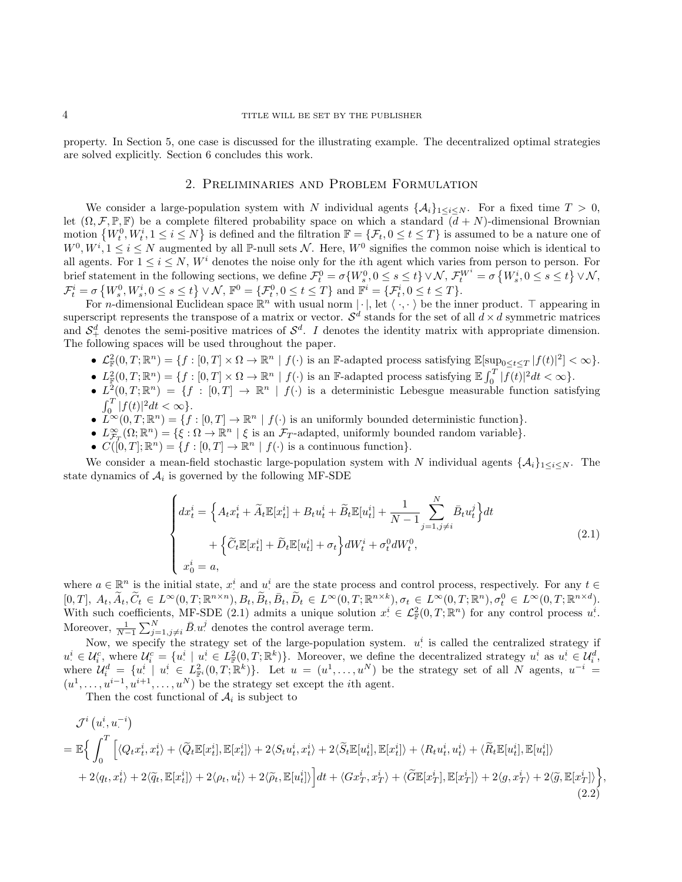property. In Section 5, one case is discussed for the illustrating example. The decentralized optimal strategies are solved explicitly. Section 6 concludes this work.

## 2. Preliminaries and Problem Formulation

We consider a large-population system with $N$ individual agents $\{\mathcal{A}_i\}_{1\leq i\leq N}$. For a fixed time $T>0$, let $(\Omega,\mathcal{F},\mathbb{P},\mathbb{F})$ be a complete filtered probability space on which a standard $(d+N)$-dimensional Brownian motion $\{W_t^0, W_t^i, 1\leq i\leq N\}$ is defined and the filtration $\mathbb{F}=\{\mathcal{F}_t, 0\leq t\leq T\}$ is assumed to be a nature one of $W^0, W^i, 1\leq i\leq N$ augmented by all $\mathbb{P}$-null sets $\mathcal{N}$. Here, $W^0$ signifies the common noise which is identical to all agents. For $1\leq i\leq N$, $W^i$ denotes the noise only for the $i$th agent which varies from person to person. For brief statement in the following sections, we define $\mathcal{F}_t^0=\sigma\{W_s^0, 0\leq s\leq t\}\vee\mathcal{N}$, $\mathcal{F}_t^{W^i}=\sigma\{W_s^i, 0\leq s\leq t\}\vee\mathcal{N}$, $\mathcal{F}_t^i=\sigma\{W_s^0, W_s^i, 0\leq s\leq t\}\vee\mathcal{N}$, $\mathbb{F}^0=\{\mathcal{F}_t^0, 0\leq t\leq T\}$ and $\mathbb{F}^i=\{\mathcal{F}_t^i, 0\leq t\leq T\}$.

For $n$-dimensional Euclidean space $\mathbb{R}^n$ with usual norm $|\cdot|$, let $\langle\cdot,\cdot\rangle$ be the inner product. $\top$ appearing in superscript represents the transpose of a matrix or vector. $\mathcal{S}^d$ stands for the set of all $d\times d$ symmetric matrices and $\mathcal{S}_+^d$ denotes the semi-positive matrices of $\mathcal{S}^d$. $I$ denotes the identity matrix with appropriate dimension. The following spaces will be used throughout the paper.

- $\mathcal{L}_{\mathbb{F}}^2(0,T;\mathbb{R}^n)=\{f:[0,T]\times\Omega\to\mathbb{R}^n \mid f(\cdot)$ is an $\mathbb{F}$-adapted process satisfying $\mathbb{E}[\sup_{0\leq t\leq T}|f(t)|^2]<\infty\}$.
- $L_{\mathbb{F}}^2(0,T;\mathbb{R}^n)=\{f:[0,T]\times\Omega\to\mathbb{R}^n \mid f(\cdot)$ is an $\mathbb{F}$-adapted process satisfying $\mathbb{E}\int_0^T|f(t)|^2dt<\infty\}$.
- $L^2(0,T;\mathbb{R}^n)=\{f:[0,T]\to\mathbb{R}^n \mid f(\cdot)$ is a deterministic Lebesgue measurable function satisfying $\int_0^T|f(t)|^2dt<\infty\}$.
- $L^\infty(0,T;\mathbb{R}^n)=\{f:[0,T]\to\mathbb{R}^n \mid f(\cdot)$ is an uniformly bounded deterministic function$\}$.
- $L_{\mathcal{F}_T}^\infty(\Omega;\mathbb{R}^n)=\{\xi:\Omega\to\mathbb{R}^n \mid \xi$ is an $\mathcal{F}_T$-adapted, uniformly bounded random variable$\}$.
- $C([0,T];\mathbb{R}^n)=\{f:[0,T]\to\mathbb{R}^n \mid f(\cdot)$ is a continuous function$\}$.

We consider a mean-field stochastic large-population system with $N$ individual agents $\{\mathcal{A}_i\}_{1\leq i\leq N}$. The state dynamics of $\mathcal{A}_i$ is governed by the following MF-SDE

$$
\begin{cases}
dx_t^i=\Big\{A_tx_t^i+\widetilde{A}_t\mathbb{E}[x_t^i]+B_tu_t^i+\widetilde{B}_t\mathbb{E}[u_t^i]+\dfrac{1}{N-1}\displaystyle\sum_{j=1,j\neq i}^N\bar{B}_tu_t^j\Big\}dt\\
\qquad\quad+\Big\{\widetilde{C}_t\mathbb{E}[x_t^i]+\widetilde{D}_t\mathbb{E}[u_t^i]+\sigma_t\Big\}dW_t^i+\sigma_t^0dW_t^0,\\
x_0^i=a,
\end{cases}
\tag{2.1}
$$

where $a\in\mathbb{R}^n$ is the initial state, $x_\cdot^i$ and $u_\cdot^i$ are the state process and control process, respectively. For any $t\in[0,T]$, $A_t,\widetilde{A}_t,\widetilde{C}_t\in L^\infty(0,T;\mathbb{R}^{n\times n})$, $B_t,\widetilde{B}_t,\bar{B}_t,\widetilde{D}_t\in L^\infty(0,T;\mathbb{R}^{n\times k})$, $\sigma_t\in L^\infty(0,T;\mathbb{R}^n)$, $\sigma_t^0\in L^\infty(0,T;\mathbb{R}^{n\times d})$. With such coefficients, MF-SDE (2.1) admits a unique solution $x_\cdot^i\in\mathcal{L}_{\mathbb{F}}^2(0,T;\mathbb{R}^n)$ for any control process $u_\cdot^i$. Moreover, $\frac{1}{N-1}\sum_{j=1,j\neq i}^N\bar{B}_\cdot u_\cdot^j$ denotes the control average term.

Now, we specify the strategy set of the large-population system. $u_\cdot^i$ is called the centralized strategy if $u_\cdot^i\in\mathcal{U}_i^c$, where $\mathcal{U}_i^c=\{u_\cdot^i \mid u_\cdot^i\in L_{\mathbb{F}}^2(0,T;\mathbb{R}^k)\}$. Moreover, we define the decentralized strategy $u_\cdot^i$ as $u_\cdot^i\in\mathcal{U}_i^d$, where $\mathcal{U}_i^d=\{u_\cdot^i \mid u_\cdot^i\in L_{\mathbb{F}^i}^2(0,T;\mathbb{R}^k)\}$. Let $u=(u^1,\ldots,u^N)$ be the strategy set of all $N$ agents, $u^{-i}=(u^1,\ldots,u^{i-1},u^{i+1},\ldots,u^N)$ be the strategy set except the $i$th agent.

Then the cost functional of $\mathcal{A}_i$ is subject to

$$
\begin{aligned}
&\mathcal{J}^i\left(u_\cdot^i,u_\cdot^{-i}\right)\\
=\;&\mathbb{E}\Big\{\int_0^T\Big[\langle Q_tx_t^i,x_t^i\rangle+\langle\widetilde{Q}_t\mathbb{E}[x_t^i],\mathbb{E}[x_t^i]\rangle+2\langle S_tu_t^i,x_t^i\rangle+2\langle\widetilde{S}_t\mathbb{E}[u_t^i],\mathbb{E}[x_t^i]\rangle+\langle R_tu_t^i,u_t^i\rangle+\langle\widetilde{R}_t\mathbb{E}[u_t^i],\mathbb{E}[u_t^i]\rangle\\
&+2\langle q_t,x_t^i\rangle+2\langle\widetilde{q}_t,\mathbb{E}[x_t^i]\rangle+2\langle\rho_t,u_t^i\rangle+2\langle\widetilde{\rho}_t,\mathbb{E}[u_t^i]\rangle\Big]dt+\langle Gx_T^i,x_T^i\rangle+\langle\widetilde{G}\mathbb{E}[x_T^i],\mathbb{E}[x_T^i]\rangle+2\langle g,x_T^i\rangle+2\langle\widetilde{g},\mathbb{E}[x_T^i]\rangle\Big\},
\end{aligned}
\tag{2.2}
$$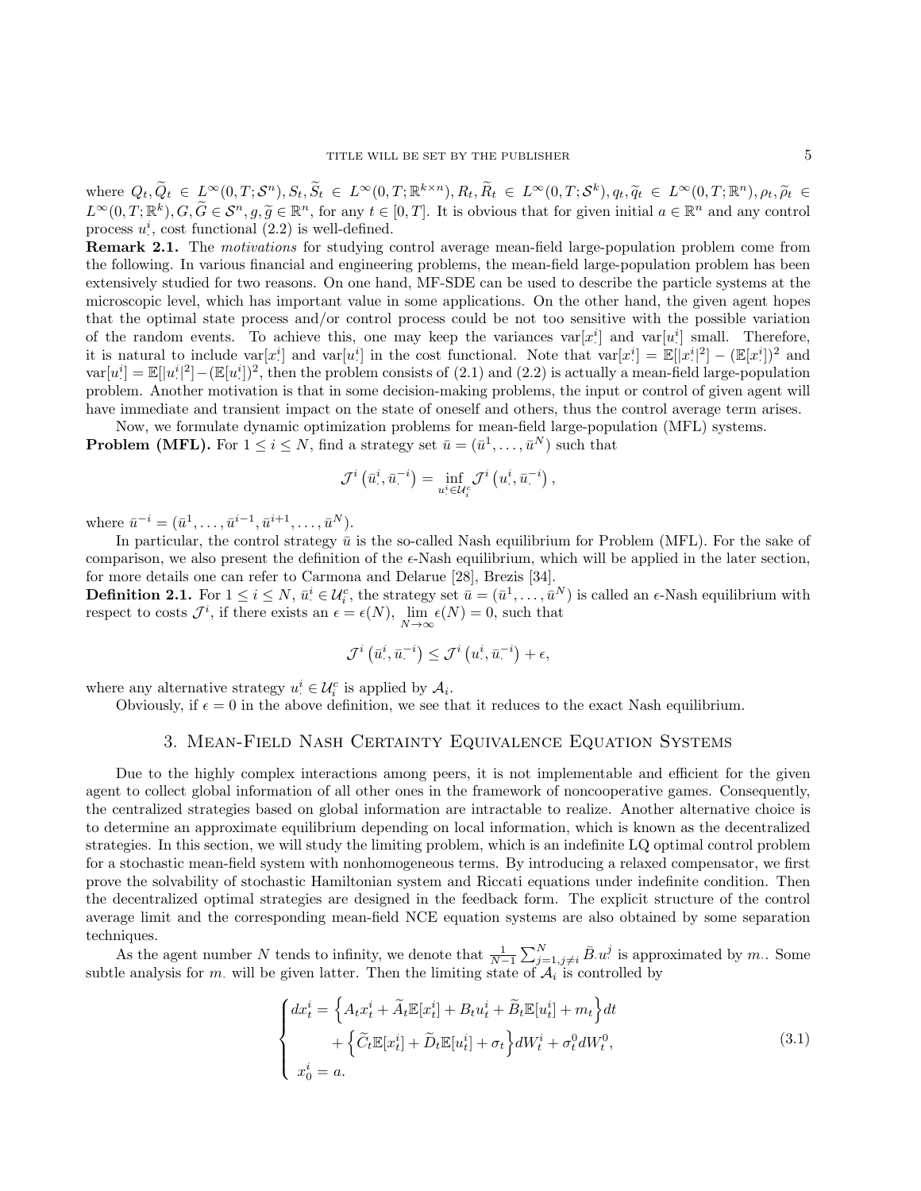where $Q_t, \widetilde{Q}_t \in L^\infty(0,T;\mathcal{S}^n), S_t, \widetilde{S}_t \in L^\infty(0,T;\mathbb{R}^{k\times n}), R_t, \widetilde{R}_t \in L^\infty(0,T;\mathcal{S}^k), q_t, \widetilde{q}_t \in L^\infty(0,T;\mathbb{R}^n), \rho_t, \widetilde{\rho}_t \in L^\infty(0,T;\mathbb{R}^k), G, \widetilde{G} \in \mathcal{S}^n, g, \widetilde{g} \in \mathbb{R}^n$, for any $t \in [0,T]$. It is obvious that for given initial $a \in \mathbb{R}^n$ and any control process $u^i_\cdot$, cost functional (2.2) is well-defined.

**Remark 2.1.** The *motivations* for studying control average mean-field large-population problem come from the following. In various financial and engineering problems, the mean-field large-population problem has been extensively studied for two reasons. On one hand, MF-SDE can be used to describe the particle systems at the microscopic level, which has important value in some applications. On the other hand, the given agent hopes that the optimal state process and/or control process could be not too sensitive with the possible variation of the random events. To achieve this, one may keep the variances $\mathrm{var}[x^i_\cdot]$ and $\mathrm{var}[u^i_\cdot]$ small. Therefore, it is natural to include $\mathrm{var}[x^i_\cdot]$ and $\mathrm{var}[u^i_\cdot]$ in the cost functional. Note that $\mathrm{var}[x^i_\cdot] = \mathbb{E}[|x^i_\cdot|^2] - (\mathbb{E}[x^i_\cdot])^2$ and $\mathrm{var}[u^i_\cdot] = \mathbb{E}[|u^i_\cdot|^2] - (\mathbb{E}[u^i_\cdot])^2$, then the problem consists of (2.1) and (2.2) is actually a mean-field large-population problem. Another motivation is that in some decision-making problems, the input or control of given agent will have immediate and transient impact on the state of oneself and others, thus the control average term arises.

Now, we formulate dynamic optimization problems for mean-field large-population (MFL) systems.

**Problem (MFL).** For $1 \le i \le N$, find a strategy set $\bar{u} = (\bar{u}^1, \ldots, \bar{u}^N)$ such that

$$\mathcal{J}^i\left(\bar{u}^i_\cdot, \bar{u}^{-i}_\cdot\right) = \inf_{u^i_\cdot \in \mathcal{U}^c_i} \mathcal{J}^i\left(u^i_\cdot, \bar{u}^{-i}_\cdot\right),$$

where $\bar{u}^{-i} = (\bar{u}^1, \ldots, \bar{u}^{i-1}, \bar{u}^{i+1}, \ldots, \bar{u}^N)$.

In particular, the control strategy $\bar{u}$ is the so-called Nash equilibrium for Problem (MFL). For the sake of comparison, we also present the definition of the $\epsilon$-Nash equilibrium, which will be applied in the later section, for more details one can refer to Carmona and Delarue [28], Brezis [34].

**Definition 2.1.** For $1 \le i \le N$, $\bar{u}^i_\cdot \in \mathcal{U}^c_i$, the strategy set $\bar{u} = (\bar{u}^1, \ldots, \bar{u}^N)$ is called an $\epsilon$-Nash equilibrium with respect to costs $\mathcal{J}^i$, if there exists an $\epsilon = \epsilon(N)$, $\lim_{N\to\infty} \epsilon(N) = 0$, such that

$$\mathcal{J}^i\left(\bar{u}^i_\cdot, \bar{u}^{-i}_\cdot\right) \le \mathcal{J}^i\left(u^i_\cdot, \bar{u}^{-i}_\cdot\right) + \epsilon,$$

where any alternative strategy $u^i_\cdot \in \mathcal{U}^c_i$ is applied by $\mathcal{A}_i$.

Obviously, if $\epsilon = 0$ in the above definition, we see that it reduces to the exact Nash equilibrium.

## 3. Mean-Field Nash Certainty Equivalence Equation Systems

Due to the highly complex interactions among peers, it is not implementable and efficient for the given agent to collect global information of all other ones in the framework of noncooperative games. Consequently, the centralized strategies based on global information are intractable to realize. Another alternative choice is to determine an approximate equilibrium depending on local information, which is known as the decentralized strategies. In this section, we will study the limiting problem, which is an indefinite LQ optimal control problem for a stochastic mean-field system with nonhomogeneous terms. By introducing a relaxed compensator, we first prove the solvability of stochastic Hamiltonian system and Riccati equations under indefinite condition. Then the decentralized optimal strategies are designed in the feedback form. The explicit structure of the control average limit and the corresponding mean-field NCE equation systems are also obtained by some separation techniques.

As the agent number $N$ tends to infinity, we denote that $\frac{1}{N-1}\sum_{j=1, j\neq i}^N \bar{B}_\cdot u^j_\cdot$ is approximated by $m_\cdot$. Some subtle analysis for $m_\cdot$ will be given latter. Then the limiting state of $\mathcal{A}_i$ is controlled by

$$\begin{cases} dx^i_t = \Big\{A_t x^i_t + \widetilde{A}_t \mathbb{E}[x^i_t] + B_t u^i_t + \widetilde{B}_t \mathbb{E}[u^i_t] + m_t\Big\}dt \\ \qquad\quad + \Big\{\widetilde{C}_t \mathbb{E}[x^i_t] + \widetilde{D}_t \mathbb{E}[u^i_t] + \sigma_t\Big\}dW^i_t + \sigma^0_t dW^0_t, \\ x^i_0 = a. \end{cases} \tag{3.1}$$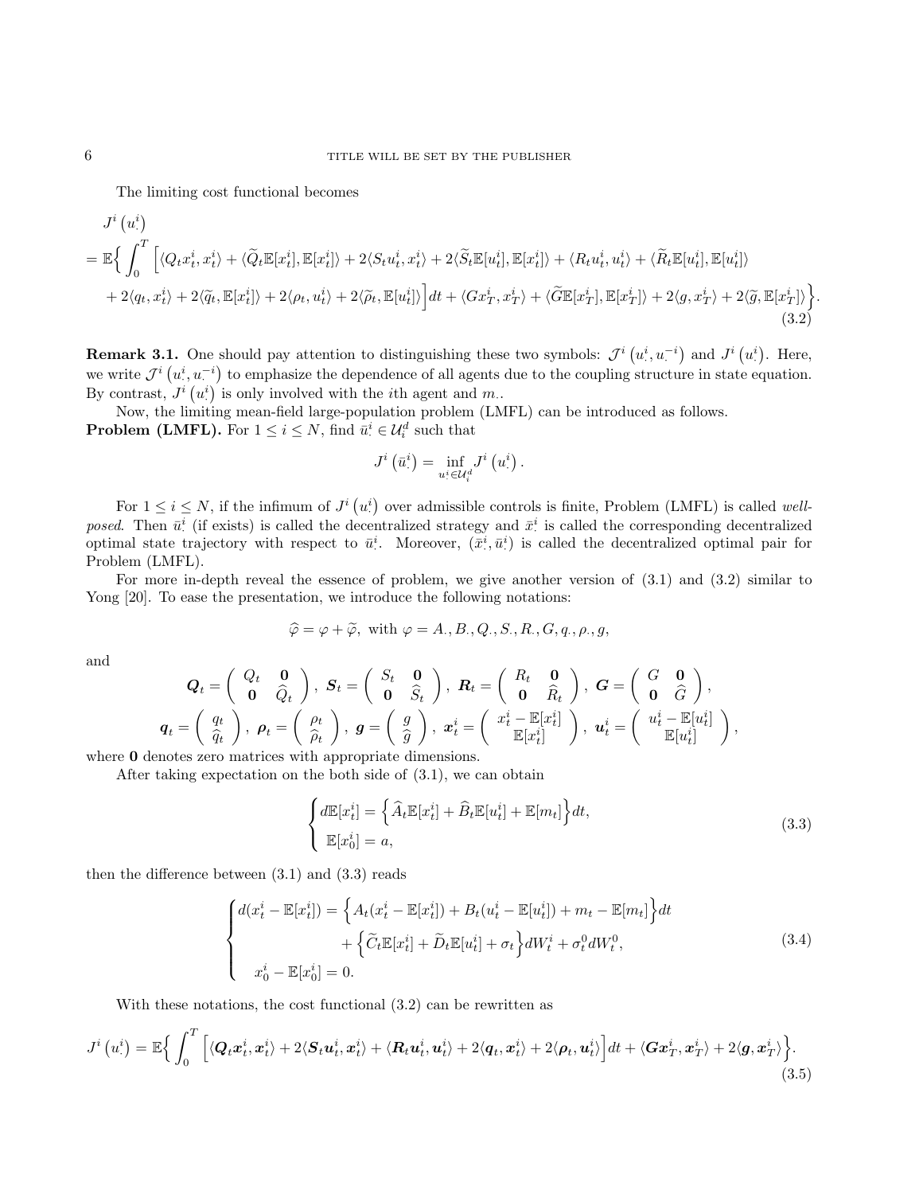The limiting cost functional becomes

$$
\begin{aligned}
&J^i\left(u^i_\cdot\right)\\
&=\mathbb{E}\Big\{\int_0^T\Big[\langle Q_t x^i_t, x^i_t\rangle+\langle \widetilde{Q}_t\mathbb{E}[x^i_t],\mathbb{E}[x^i_t]\rangle+2\langle S_t u^i_t, x^i_t\rangle+2\langle \widetilde{S}_t\mathbb{E}[u^i_t],\mathbb{E}[x^i_t]\rangle+\langle R_t u^i_t,u^i_t\rangle+\langle \widetilde{R}_t\mathbb{E}[u^i_t],\mathbb{E}[u^i_t]\rangle\\
&\quad+2\langle q_t, x^i_t\rangle+2\langle \widetilde{q}_t,\mathbb{E}[x^i_t]\rangle+2\langle \rho_t,u^i_t\rangle+2\langle \widetilde{\rho}_t,\mathbb{E}[u^i_t]\rangle\Big]dt+\langle G x^i_T,x^i_T\rangle+\langle \widetilde{G}\mathbb{E}[x^i_T],\mathbb{E}[x^i_T]\rangle+2\langle g,x^i_T\rangle+2\langle \widetilde{g},\mathbb{E}[x^i_T]\rangle\Big\}.
\end{aligned}
\tag{3.2}
$$

**Remark 3.1.** One should pay attention to distinguishing these two symbols: $\mathcal{J}^i\left(u^i_\cdot,u^{-i}_\cdot\right)$ and $J^i\left(u^i_\cdot\right)$. Here, we write $\mathcal{J}^i\left(u^i_\cdot,u^{-i}_\cdot\right)$ to emphasize the dependence of all agents due to the coupling structure in state equation. By contrast, $J^i\left(u^i_\cdot\right)$ is only involved with the $i$th agent and $m_\cdot$.

Now, the limiting mean-field large-population problem (LMFL) can be introduced as follows.
**Problem (LMFL).** For $1\le i\le N$, find $\bar{u}^i_\cdot\in\mathcal{U}^d_i$ such that

$$
J^i\left(\bar{u}^i_\cdot\right)=\inf_{u^i_\cdot\in\mathcal{U}^d_i}J^i\left(u^i_\cdot\right).
$$

For $1\le i\le N$, if the infimum of $J^i\left(u^i_\cdot\right)$ over admissible controls is finite, Problem (LMFL) is called *well-posed*. Then $\bar{u}^i_\cdot$ (if exists) is called the decentralized strategy and $\bar{x}^i_\cdot$ is called the corresponding decentralized optimal state trajectory with respect to $\bar{u}^i_\cdot$. Moreover, $(\bar{x}^i_\cdot,\bar{u}^i_\cdot)$ is called the decentralized optimal pair for Problem (LMFL).

For more in-depth reveal the essence of problem, we give another version of (3.1) and (3.2) similar to Yong [20]. To ease the presentation, we introduce the following notations:

$$
\widehat{\varphi}=\varphi+\widetilde{\varphi},\ \text{with}\ \varphi=A_\cdot,B_\cdot,Q_\cdot,S_\cdot,R_\cdot,G,q_\cdot,\rho_\cdot,g,
$$

and

$$
\boldsymbol{Q}_t=\begin{pmatrix}Q_t&\mathbf{0}\\\mathbf{0}&\widehat{Q}_t\end{pmatrix},\ \boldsymbol{S}_t=\begin{pmatrix}S_t&\mathbf{0}\\\mathbf{0}&\widehat{S}_t\end{pmatrix},\ \boldsymbol{R}_t=\begin{pmatrix}R_t&\mathbf{0}\\\mathbf{0}&\widehat{R}_t\end{pmatrix},\ \boldsymbol{G}=\begin{pmatrix}G&\mathbf{0}\\\mathbf{0}&\widehat{G}\end{pmatrix},
$$

$$
\boldsymbol{q}_t=\begin{pmatrix}q_t\\\widehat{q}_t\end{pmatrix},\ \boldsymbol{\rho}_t=\begin{pmatrix}\rho_t\\\widehat{\rho}_t\end{pmatrix},\ \boldsymbol{g}=\begin{pmatrix}g\\\widehat{g}\end{pmatrix},\ \boldsymbol{x}^i_t=\begin{pmatrix}x^i_t-\mathbb{E}[x^i_t]\\\mathbb{E}[x^i_t]\end{pmatrix},\ \boldsymbol{u}^i_t=\begin{pmatrix}u^i_t-\mathbb{E}[u^i_t]\\\mathbb{E}[u^i_t]\end{pmatrix},
$$

where $\mathbf{0}$ denotes zero matrices with appropriate dimensions.

After taking expectation on the both side of (3.1), we can obtain

$$
\begin{cases}
d\mathbb{E}[x^i_t]=\Big\{\widehat{A}_t\mathbb{E}[x^i_t]+\widehat{B}_t\mathbb{E}[u^i_t]+\mathbb{E}[m_t]\Big\}dt,\\
\mathbb{E}[x^i_0]=a,
\end{cases}
\tag{3.3}
$$

then the difference between (3.1) and (3.3) reads

$$
\begin{cases}
d(x^i_t-\mathbb{E}[x^i_t])=\Big\{A_t(x^i_t-\mathbb{E}[x^i_t])+B_t(u^i_t-\mathbb{E}[u^i_t])+m_t-\mathbb{E}[m_t]\Big\}dt\\
\qquad\qquad\qquad\qquad+\Big\{\widetilde{C}_t\mathbb{E}[x^i_t]+\widetilde{D}_t\mathbb{E}[u^i_t]+\sigma_t\Big\}dW^i_t+\sigma^0_t dW^0_t,\\
x^i_0-\mathbb{E}[x^i_0]=0.
\end{cases}
\tag{3.4}
$$

With these notations, the cost functional (3.2) can be rewritten as

$$
J^i\left(u^i_\cdot\right)=\mathbb{E}\Big\{\int_0^T\Big[\langle\boldsymbol{Q}_t\boldsymbol{x}^i_t,\boldsymbol{x}^i_t\rangle+2\langle\boldsymbol{S}_t\boldsymbol{u}^i_t,\boldsymbol{x}^i_t\rangle+\langle\boldsymbol{R}_t\boldsymbol{u}^i_t,\boldsymbol{u}^i_t\rangle+2\langle\boldsymbol{q}_t,\boldsymbol{x}^i_t\rangle+2\langle\boldsymbol{\rho}_t,\boldsymbol{u}^i_t\rangle\Big]dt+\langle\boldsymbol{G}\boldsymbol{x}^i_T,\boldsymbol{x}^i_T\rangle+2\langle\boldsymbol{g},\boldsymbol{x}^i_T\rangle\Big\}.
\tag{3.5}
$$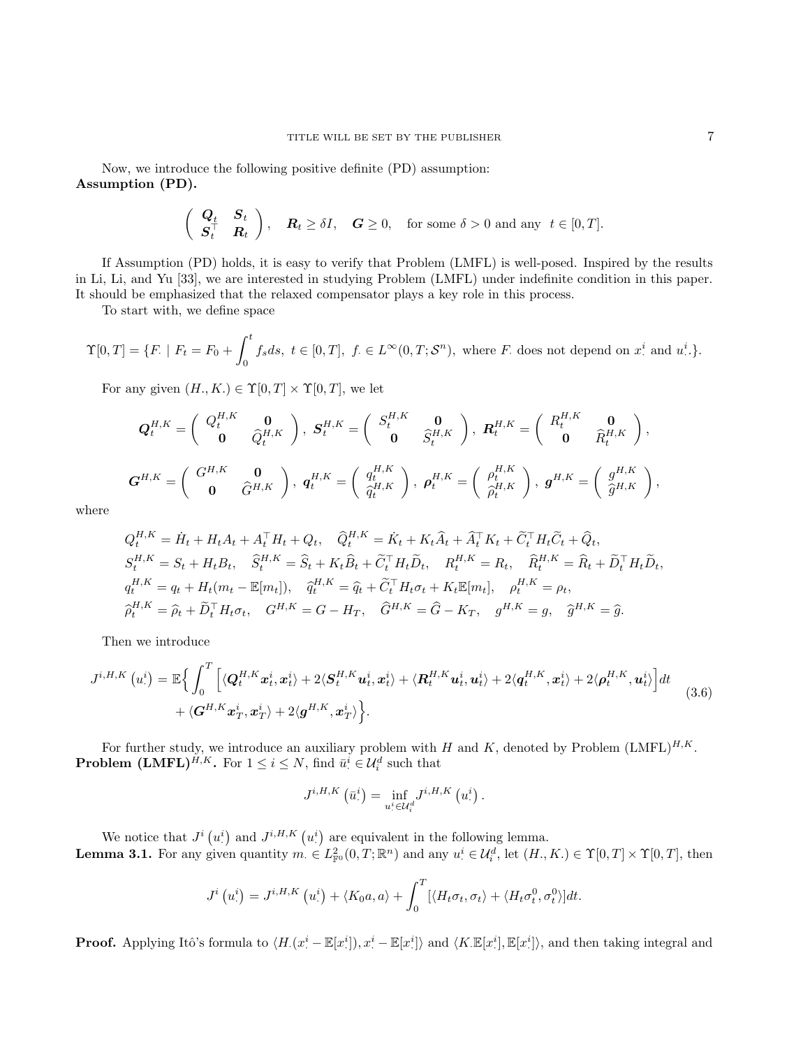Now, we introduce the following positive definite (PD) assumption:
**Assumption (PD).**

$$
\left( \begin{array}{cc} \boldsymbol{Q}_t & \boldsymbol{S}_t \\ \boldsymbol{S}_t^\top & \boldsymbol{R}_t \end{array} \right), \quad \boldsymbol{R}_t \geq \delta I, \quad \boldsymbol{G} \geq 0, \quad \text{for some } \delta > 0 \text{ and any } \ t \in [0,T].
$$

If Assumption (PD) holds, it is easy to verify that Problem (LMFL) is well-posed. Inspired by the results in Li, Li, and Yu [33], we are interested in studying Problem (LMFL) under indefinite condition in this paper. It should be emphasized that the relaxed compensator plays a key role in this process.

To start with, we define space

$$
\Upsilon[0,T] = \{F_\cdot \mid F_t = F_0 + \int_0^t f_s ds, \ t \in [0,T], \ f_\cdot \in L^\infty(0,T;\mathcal{S}^n), \text{ where } F_\cdot \text{ does not depend on } x_\cdot^i \text{ and } u_\cdot^i.\}.
$$

For any given $(H_\cdot, K_\cdot) \in \Upsilon[0,T] \times \Upsilon[0,T]$, we let

$$
\boldsymbol{Q}_t^{H,K} = \left( \begin{array}{cc} Q_t^{H,K} & \mathbf{0} \\ \mathbf{0} & \widehat{Q}_t^{H,K} \end{array} \right), \ \boldsymbol{S}_t^{H,K} = \left( \begin{array}{cc} S_t^{H,K} & \mathbf{0} \\ \mathbf{0} & \widehat{S}_t^{H,K} \end{array} \right), \ \boldsymbol{R}_t^{H,K} = \left( \begin{array}{cc} R_t^{H,K} & \mathbf{0} \\ \mathbf{0} & \widehat{R}_t^{H,K} \end{array} \right),
$$

$$
\boldsymbol{G}^{H,K} = \left( \begin{array}{cc} G^{H,K} & \mathbf{0} \\ \mathbf{0} & \widehat{G}^{H,K} \end{array} \right), \ \boldsymbol{q}_t^{H,K} = \left( \begin{array}{c} q_t^{H,K} \\ \widehat{q}_t^{H,K} \end{array} \right), \ \boldsymbol{\rho}_t^{H,K} = \left( \begin{array}{c} \rho_t^{H,K} \\ \widehat{\rho}_t^{H,K} \end{array} \right), \ \boldsymbol{g}^{H,K} = \left( \begin{array}{c} g^{H,K} \\ \widehat{g}^{H,K} \end{array} \right),
$$

where

$$
\begin{aligned}
&Q_t^{H,K} = \dot{H}_t + H_t A_t + A_t^\top H_t + Q_t, \quad \widehat{Q}_t^{H,K} = \dot{K}_t + K_t \widehat{A}_t + \widehat{A}_t^\top K_t + \widetilde{C}_t^\top H_t \widetilde{C}_t + \widehat{Q}_t, \\
&S_t^{H,K} = S_t + H_t B_t, \quad \widehat{S}_t^{H,K} = \widehat{S}_t + K_t \widehat{B}_t + \widetilde{C}_t^\top H_t \widetilde{D}_t, \quad R_t^{H,K} = R_t, \quad \widehat{R}_t^{H,K} = \widehat{R}_t + \widetilde{D}_t^\top H_t \widetilde{D}_t, \\
&q_t^{H,K} = q_t + H_t(m_t - \mathbb{E}[m_t]), \quad \widehat{q}_t^{H,K} = \widehat{q}_t + \widetilde{C}_t^\top H_t \sigma_t + K_t \mathbb{E}[m_t], \quad \rho_t^{H,K} = \rho_t, \\
&\widehat{\rho}_t^{H,K} = \widehat{\rho}_t + \widetilde{D}_t^\top H_t \sigma_t, \quad G^{H,K} = G - H_T, \quad \widehat{G}^{H,K} = \widehat{G} - K_T, \quad g^{H,K} = g, \quad \widehat{g}^{H,K} = \widehat{g}.
\end{aligned}
$$

Then we introduce

$$
\begin{aligned}
J^{i,H,K}\left(u_\cdot^i\right) = \mathbb{E}\Big\{ \int_0^T \Big[ &\langle \boldsymbol{Q}_t^{H,K} \boldsymbol{x}_t^i, \boldsymbol{x}_t^i \rangle + 2\langle \boldsymbol{S}_t^{H,K} \boldsymbol{u}_t^i, \boldsymbol{x}_t^i \rangle + \langle \boldsymbol{R}_t^{H,K} \boldsymbol{u}_t^i, \boldsymbol{u}_t^i \rangle + 2\langle \boldsymbol{q}_t^{H,K}, \boldsymbol{x}_t^i \rangle + 2\langle \boldsymbol{\rho}_t^{H,K}, \boldsymbol{u}_t^i \rangle \Big] dt \\
&+ \langle \boldsymbol{G}^{H,K} \boldsymbol{x}_T^i, \boldsymbol{x}_T^i \rangle + 2\langle \boldsymbol{g}^{H,K}, \boldsymbol{x}_T^i \rangle \Big\}.
\end{aligned} \tag{3.6}
$$

For further study, we introduce an auxiliary problem with $H$ and $K$, denoted by Problem (LMFL)$^{H,K}$.
**Problem (LMFL)$^{H,K}$.** For $1 \leq i \leq N$, find $\bar{u}_\cdot^i \in \mathcal{U}_i^d$ such that

$$
J^{i,H,K}\left(\bar{u}_\cdot^i\right) = \inf_{u_\cdot^i \in \mathcal{U}_i^d} J^{i,H,K}\left(u_\cdot^i\right).
$$

We notice that $J^i\left(u_\cdot^i\right)$ and $J^{i,H,K}\left(u_\cdot^i\right)$ are equivalent in the following lemma.
**Lemma 3.1.** For any given quantity $m_\cdot \in L^2_{\mathbb{F}^0}(0,T;\mathbb{R}^n)$ and any $u_\cdot^i \in \mathcal{U}_i^d$, let $(H_\cdot, K_\cdot) \in \Upsilon[0,T] \times \Upsilon[0,T]$, then

$$
J^i\left(u_\cdot^i\right) = J^{i,H,K}\left(u_\cdot^i\right) + \langle K_0 a, a \rangle + \int_0^T [\langle H_t \sigma_t, \sigma_t \rangle + \langle H_t \sigma_t^0, \sigma_t^0 \rangle] dt.
$$

**Proof.** Applying Itô's formula to $\langle H_\cdot(x_\cdot^i - \mathbb{E}[x_\cdot^i]), x_\cdot^i - \mathbb{E}[x_\cdot^i] \rangle$ and $\langle K_\cdot \mathbb{E}[x_\cdot^i], \mathbb{E}[x_\cdot^i] \rangle$, and then taking integral and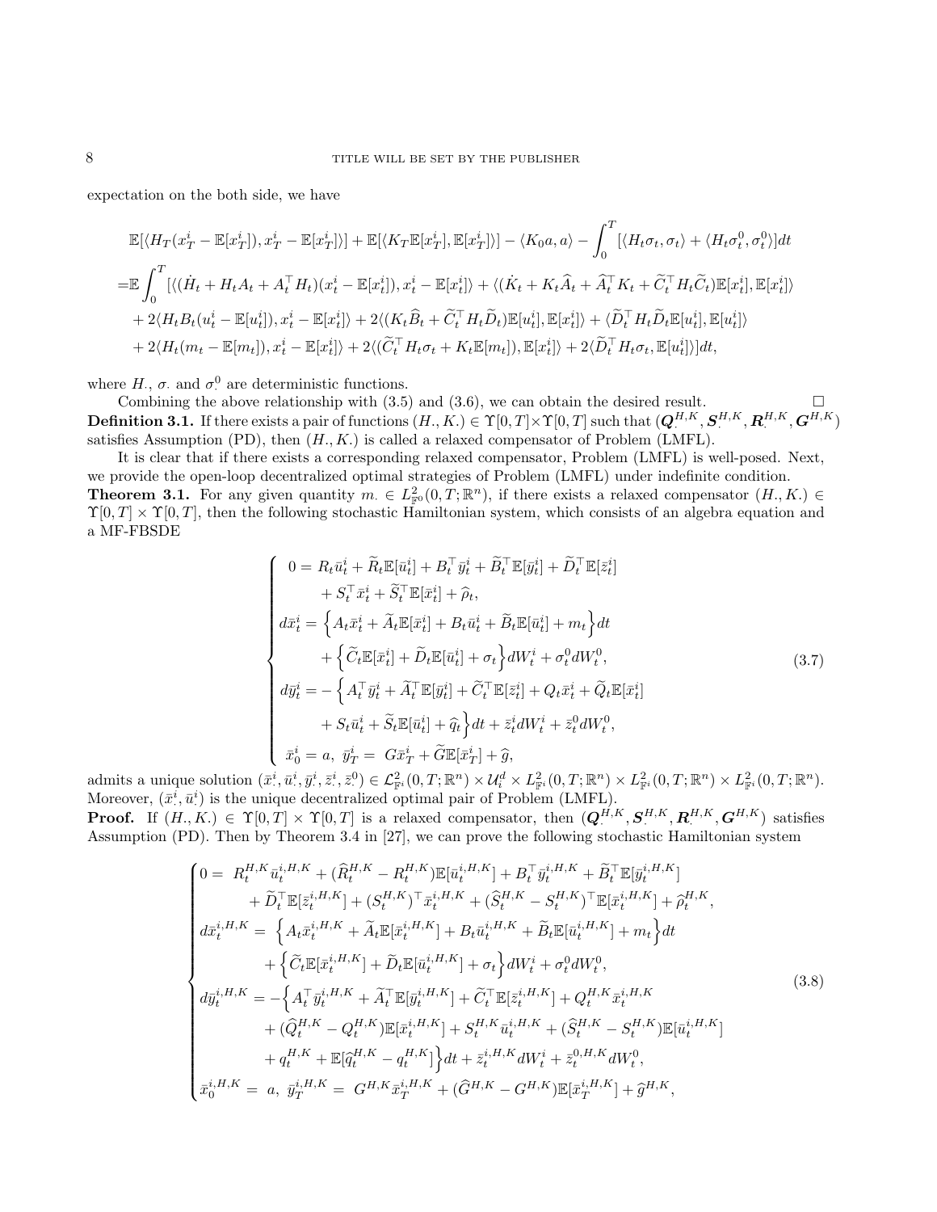expectation on the both side, we have

$$
\begin{aligned}
&\mathbb{E}[\langle H_T(x_T^i - \mathbb{E}[x_T^i]), x_T^i - \mathbb{E}[x_T^i]\rangle] + \mathbb{E}[\langle K_T \mathbb{E}[x_T^i], \mathbb{E}[x_T^i]\rangle] - \langle K_0 a, a\rangle - \int_0^T [\langle H_t \sigma_t, \sigma_t\rangle + \langle H_t \sigma_t^0, \sigma_t^0\rangle] dt \\
=&\mathbb{E}\int_0^T [\langle (\dot{H}_t + H_t A_t + A_t^\top H_t)(x_t^i - \mathbb{E}[x_t^i]), x_t^i - \mathbb{E}[x_t^i]\rangle + \langle (\dot{K}_t + K_t \widehat{A}_t + \widehat{A}_t^\top K_t + \widetilde{C}_t^\top H_t \widetilde{C}_t)\mathbb{E}[x_t^i], \mathbb{E}[x_t^i]\rangle \\
&+ 2\langle H_t B_t(u_t^i - \mathbb{E}[u_t^i]), x_t^i - \mathbb{E}[x_t^i]\rangle + 2\langle (K_t \widehat{B}_t + \widetilde{C}_t^\top H_t \widetilde{D}_t)\mathbb{E}[u_t^i], \mathbb{E}[x_t^i]\rangle + \langle \widetilde{D}_t^\top H_t \widetilde{D}_t \mathbb{E}[u_t^i], \mathbb{E}[u_t^i]\rangle \\
&+ 2\langle H_t(m_t - \mathbb{E}[m_t]), x_t^i - \mathbb{E}[x_t^i]\rangle + 2\langle (\widetilde{C}_t^\top H_t \sigma_t + K_t \mathbb{E}[m_t]), \mathbb{E}[x_t^i]\rangle + 2\langle \widetilde{D}_t^\top H_t \sigma_t, \mathbb{E}[u_t^i]\rangle] dt,
\end{aligned}
$$

where $H_\cdot$, $\sigma_\cdot$ and $\sigma_\cdot^0$ are deterministic functions.

Combining the above relationship with (3.5) and (3.6), we can obtain the desired result. $\square$

**Definition 3.1.** If there exists a pair of functions $(H_\cdot, K_\cdot) \in \Upsilon[0,T] \times \Upsilon[0,T]$ such that $(\boldsymbol{Q}_\cdot^{H,K}, \boldsymbol{S}_\cdot^{H,K}, \boldsymbol{R}_\cdot^{H,K}, \boldsymbol{G}^{H,K})$ satisfies Assumption (PD), then $(H_\cdot, K_\cdot)$ is called a relaxed compensator of Problem (LMFL).

It is clear that if there exists a corresponding relaxed compensator, Problem (LMFL) is well-posed. Next, we provide the open-loop decentralized optimal strategies of Problem (LMFL) under indefinite condition.

**Theorem 3.1.** For any given quantity $m_\cdot \in L^2_{\mathbb{F}^0}(0,T;\mathbb{R}^n)$, if there exists a relaxed compensator $(H_\cdot, K_\cdot) \in \Upsilon[0,T] \times \Upsilon[0,T]$, then the following stochastic Hamiltonian system, which consists of an algebra equation and a MF-FBSDE

$$
\begin{cases}
\ \ 0 = R_t \bar{u}_t^i + \widetilde{R}_t \mathbb{E}[\bar{u}_t^i] + B_t^\top \bar{y}_t^i + \widetilde{B}_t^\top \mathbb{E}[\bar{y}_t^i] + \widetilde{D}_t^\top \mathbb{E}[\bar{z}_t^i] \\
\qquad + S_t^\top \bar{x}_t^i + \widetilde{S}_t^\top \mathbb{E}[\bar{x}_t^i] + \widehat{\rho}_t, \\
d\bar{x}_t^i = \Big\{ A_t \bar{x}_t^i + \widetilde{A}_t \mathbb{E}[\bar{x}_t^i] + B_t \bar{u}_t^i + \widetilde{B}_t \mathbb{E}[\bar{u}_t^i] + m_t \Big\} dt \\
\qquad + \Big\{ \widetilde{C}_t \mathbb{E}[\bar{x}_t^i] + \widetilde{D}_t \mathbb{E}[\bar{u}_t^i] + \sigma_t \Big\} dW_t^i + \sigma_t^0 dW_t^0, \\
d\bar{y}_t^i = -\Big\{ A_t^\top \bar{y}_t^i + \widetilde{A}_t^\top \mathbb{E}[\bar{y}_t^i] + \widetilde{C}_t^\top \mathbb{E}[\bar{z}_t^i] + Q_t \bar{x}_t^i + \widetilde{Q}_t \mathbb{E}[\bar{x}_t^i] \\
\qquad + S_t \bar{u}_t^i + \widetilde{S}_t \mathbb{E}[\bar{u}_t^i] + \widehat{q}_t \Big\} dt + \bar{z}_t^i dW_t^i + \bar{z}_t^0 dW_t^0, \\
\bar{x}_0^i = a, \ \bar{y}_T^i = \ G \bar{x}_T^i + \widetilde{G} \mathbb{E}[\bar{x}_T^i] + \widehat{g},
\end{cases}
\tag{3.7}
$$

admits a unique solution $(\bar{x}_\cdot^i, \bar{u}_\cdot^i, \bar{y}_\cdot^i, \bar{z}_\cdot^i, \bar{z}_\cdot^0) \in \mathcal{L}^2_{\mathbb{F}^i}(0,T;\mathbb{R}^n) \times \mathcal{U}_i^d \times L^2_{\mathbb{F}^i}(0,T;\mathbb{R}^n) \times L^2_{\mathbb{F}^i}(0,T;\mathbb{R}^n) \times L^2_{\mathbb{F}^i}(0,T;\mathbb{R}^n)$. Moreover, $(\bar{x}_\cdot^i, \bar{u}_\cdot^i)$ is the unique decentralized optimal pair of Problem (LMFL).

**Proof.** If $(H_\cdot, K_\cdot) \in \Upsilon[0,T] \times \Upsilon[0,T]$ is a relaxed compensator, then $(\boldsymbol{Q}_\cdot^{H,K}, \boldsymbol{S}_\cdot^{H,K}, \boldsymbol{R}_\cdot^{H,K}, \boldsymbol{G}^{H,K})$ satisfies Assumption (PD). Then by Theorem 3.4 in [27], we can prove the following stochastic Hamiltonian system

$$
\begin{cases}
0 = \ R_t^{H,K} \bar{u}_t^{i,H,K} + (\widehat{R}_t^{H,K} - R_t^{H,K}) \mathbb{E}[\bar{u}_t^{i,H,K}] + B_t^\top \bar{y}_t^{i,H,K} + \widetilde{B}_t^\top \mathbb{E}[\bar{y}_t^{i,H,K}] \\
\qquad + \widetilde{D}_t^\top \mathbb{E}[\bar{z}_t^{i,H,K}] + (S_t^{H,K})^\top \bar{x}_t^{i,H,K} + (\widehat{S}_t^{H,K} - S_t^{H,K})^\top \mathbb{E}[\bar{x}_t^{i,H,K}] + \widehat{\rho}_t^{H,K}, \\
d\bar{x}_t^{i,H,K} = \ \Big\{ A_t \bar{x}_t^{i,H,K} + \widetilde{A}_t \mathbb{E}[\bar{x}_t^{i,H,K}] + B_t \bar{u}_t^{i,H,K} + \widetilde{B}_t \mathbb{E}[\bar{u}_t^{i,H,K}] + m_t \Big\} dt \\
\qquad + \Big\{ \widetilde{C}_t \mathbb{E}[\bar{x}_t^{i,H,K}] + \widetilde{D}_t \mathbb{E}[\bar{u}_t^{i,H,K}] + \sigma_t \Big\} dW_t^i + \sigma_t^0 dW_t^0, \\
d\bar{y}_t^{i,H,K} = -\Big\{ A_t^\top \bar{y}_t^{i,H,K} + \widetilde{A}_t^\top \mathbb{E}[\bar{y}_t^{i,H,K}] + \widetilde{C}_t^\top \mathbb{E}[\bar{z}_t^{i,H,K}] + Q_t^{H,K} \bar{x}_t^{i,H,K} \\
\qquad + (\widehat{Q}_t^{H,K} - Q_t^{H,K}) \mathbb{E}[\bar{x}_t^{i,H,K}] + S_t^{H,K} \bar{u}_t^{i,H,K} + (\widehat{S}_t^{H,K} - S_t^{H,K}) \mathbb{E}[\bar{u}_t^{i,H,K}] \\
\qquad + q_t^{H,K} + \mathbb{E}[\widehat{q}_t^{H,K} - q_t^{H,K}] \Big\} dt + \bar{z}_t^{i,H,K} dW_t^i + \bar{z}_t^{0,H,K} dW_t^0, \\
\bar{x}_0^{i,H,K} = \ a, \ \bar{y}_T^{i,H,K} = \ G^{H,K} \bar{x}_T^{i,H,K} + (\widehat{G}^{H,K} - G^{H,K}) \mathbb{E}[\bar{x}_T^{i,H,K}] + \widehat{g}^{H,K},
\end{cases}
\tag{3.8}
$$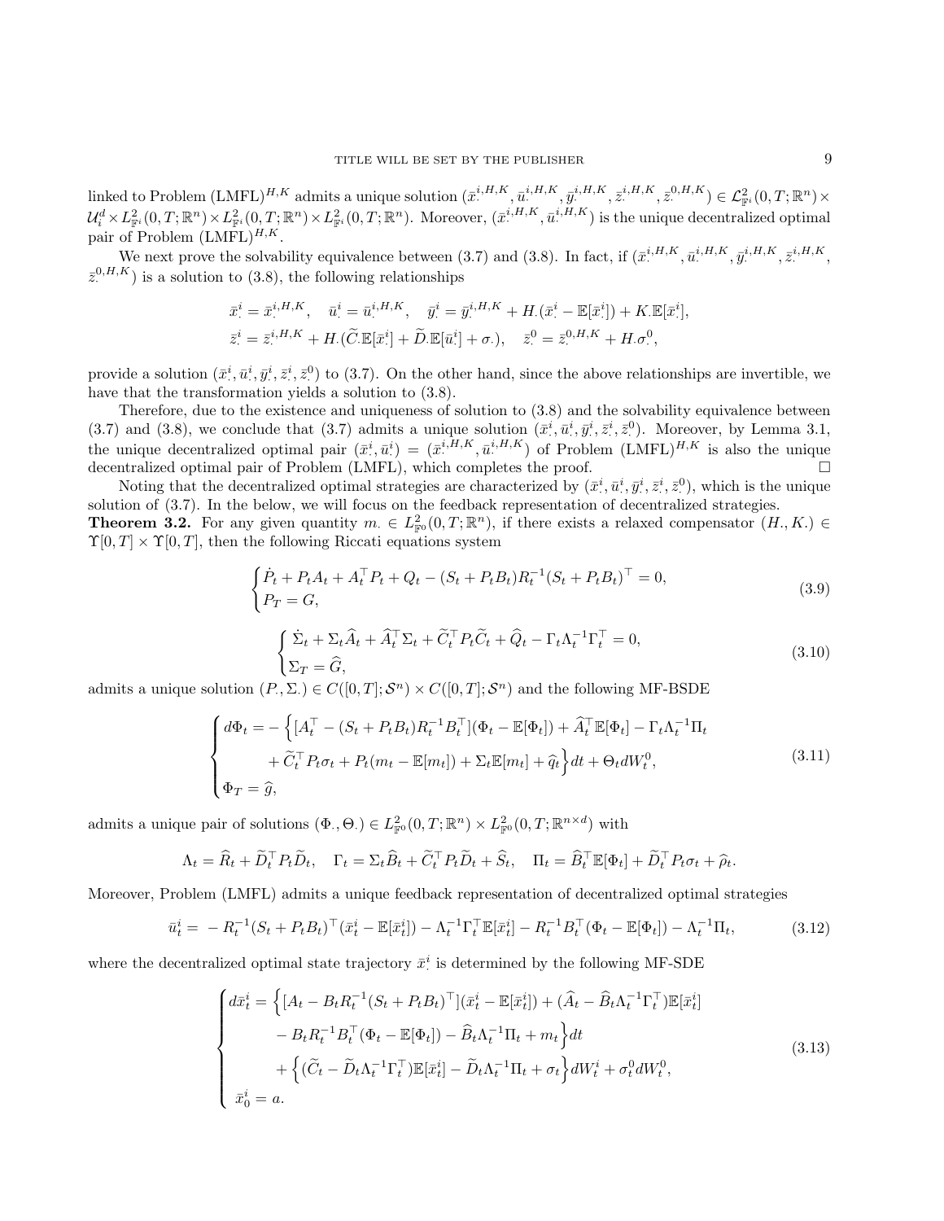linked to Problem (LMFL)$^{H,K}$ admits a unique solution $(\bar{x}^{i,H,K}_\cdot, \bar{u}^{i,H,K}_\cdot, \bar{y}^{i,H,K}_\cdot, \bar{z}^{i,H,K}_\cdot, \bar{z}^{0,H,K}_\cdot) \in \mathcal{L}^2_{\mathbb{F}^i}(0,T;\mathbb{R}^n) \times \mathcal{U}^d_i \times L^2_{\mathbb{F}^i}(0,T;\mathbb{R}^n) \times L^2_{\mathbb{F}^i}(0,T;\mathbb{R}^n) \times L^2_{\mathbb{F}^i}(0,T;\mathbb{R}^n)$. Moreover, $(\bar{x}^{i,H,K}_\cdot, \bar{u}^{i,H,K}_\cdot)$ is the unique decentralized optimal pair of Problem (LMFL)$^{H,K}$.

We next prove the solvability equivalence between (3.7) and (3.8). In fact, if $(\bar{x}^{i,H,K}_\cdot, \bar{u}^{i,H,K}_\cdot, \bar{y}^{i,H,K}_\cdot, \bar{z}^{i,H,K}_\cdot, \bar{z}^{0,H,K}_\cdot)$ is a solution to (3.8), the following relationships

$$
\begin{aligned}
&\bar{x}^i_\cdot = \bar{x}^{i,H,K}_\cdot, \quad \bar{u}^i_\cdot = \bar{u}^{i,H,K}_\cdot, \quad \bar{y}^i_\cdot = \bar{y}^{i,H,K}_\cdot + H_\cdot(\bar{x}^i_\cdot - \mathbb{E}[\bar{x}^i_\cdot]) + K_\cdot \mathbb{E}[\bar{x}^i_\cdot], \\
&\bar{z}^i_\cdot = \bar{z}^{i,H,K}_\cdot + H_\cdot(\widetilde{C}_\cdot \mathbb{E}[\bar{x}^i_\cdot] + \widetilde{D}_\cdot \mathbb{E}[\bar{u}^i_\cdot] + \sigma_\cdot), \quad \bar{z}^0_\cdot = \bar{z}^{0,H,K}_\cdot + H_\cdot \sigma^0_\cdot,
\end{aligned}
$$

provide a solution $(\bar{x}^i_\cdot, \bar{u}^i_\cdot, \bar{y}^i_\cdot, \bar{z}^i_\cdot, \bar{z}^0_\cdot)$ to (3.7). On the other hand, since the above relationships are invertible, we have that the transformation yields a solution to (3.8).

Therefore, due to the existence and uniqueness of solution to (3.8) and the solvability equivalence between (3.7) and (3.8), we conclude that (3.7) admits a unique solution $(\bar{x}^i_\cdot, \bar{u}^i_\cdot, \bar{y}^i_\cdot, \bar{z}^i_\cdot, \bar{z}^0_\cdot)$. Moreover, by Lemma 3.1, the unique decentralized optimal pair $(\bar{x}^i_\cdot, \bar{u}^i_\cdot) = (\bar{x}^{i,H,K}_\cdot, \bar{u}^{i,H,K}_\cdot)$ of Problem (LMFL)$^{H,K}$ is also the unique decentralized optimal pair of Problem (LMFL), which completes the proof. $\square$

Noting that the decentralized optimal strategies are characterized by $(\bar{x}^i_\cdot, \bar{u}^i_\cdot, \bar{y}^i_\cdot, \bar{z}^i_\cdot, \bar{z}^0_\cdot)$, which is the unique solution of (3.7). In the below, we will focus on the feedback representation of decentralized strategies.

**Theorem 3.2.** For any given quantity $m_\cdot \in L^2_{\mathbb{F}^0}(0,T;\mathbb{R}^n)$, if there exists a relaxed compensator $(H_\cdot, K_\cdot) \in \Upsilon[0,T] \times \Upsilon[0,T]$, then the following Riccati equations system

$$
\begin{cases}
\dot{P}_t + P_t A_t + A_t^\top P_t + Q_t - (S_t + P_t B_t) R_t^{-1} (S_t + P_t B_t)^\top = 0, \\
P_T = G,
\end{cases}
\tag{3.9}
$$

$$
\begin{cases}
\dot{\Sigma}_t + \Sigma_t \widehat{A}_t + \widehat{A}_t^\top \Sigma_t + \widetilde{C}_t^\top P_t \widetilde{C}_t + \widehat{Q}_t - \Gamma_t \Lambda_t^{-1} \Gamma_t^\top = 0, \\
\Sigma_T = \widehat{G},
\end{cases}
\tag{3.10}
$$

admits a unique solution $(P_\cdot, \Sigma_\cdot) \in C([0,T];\mathcal{S}^n) \times C([0,T];\mathcal{S}^n)$ and the following MF-BSDE

$$
\begin{cases}
d\Phi_t = -\Big\{ [A_t^\top - (S_t + P_t B_t) R_t^{-1} B_t^\top](\Phi_t - \mathbb{E}[\Phi_t]) + \widehat{A}_t^\top \mathbb{E}[\Phi_t] - \Gamma_t \Lambda_t^{-1} \Pi_t \\
\qquad\quad + \widetilde{C}_t^\top P_t \sigma_t + P_t (m_t - \mathbb{E}[m_t]) + \Sigma_t \mathbb{E}[m_t] + \widehat{q}_t \Big\} dt + \Theta_t dW^0_t, \\
\Phi_T = \widehat{g},
\end{cases}
\tag{3.11}
$$

admits a unique pair of solutions $(\Phi_\cdot, \Theta_\cdot) \in L^2_{\mathbb{F}^0}(0,T;\mathbb{R}^n) \times L^2_{\mathbb{F}^0}(0,T;\mathbb{R}^{n\times d})$ with

$$
\Lambda_t = \widehat{R}_t + \widetilde{D}_t^\top P_t \widetilde{D}_t, \quad \Gamma_t = \Sigma_t \widehat{B}_t + \widetilde{C}_t^\top P_t \widetilde{D}_t + \widehat{S}_t, \quad \Pi_t = \widehat{B}_t^\top \mathbb{E}[\Phi_t] + \widetilde{D}_t^\top P_t \sigma_t + \widehat{\rho}_t.
$$

Moreover, Problem (LMFL) admits a unique feedback representation of decentralized optimal strategies

$$
\bar{u}^i_t = -R_t^{-1}(S_t + P_t B_t)^\top (\bar{x}^i_t - \mathbb{E}[\bar{x}^i_t]) - \Lambda_t^{-1} \Gamma_t^\top \mathbb{E}[\bar{x}^i_t] - R_t^{-1} B_t^\top (\Phi_t - \mathbb{E}[\Phi_t]) - \Lambda_t^{-1} \Pi_t,
\tag{3.12}
$$

where the decentralized optimal state trajectory $\bar{x}^i_\cdot$ is determined by the following MF-SDE

$$
\begin{cases}
d\bar{x}^i_t = \Big\{ [A_t - B_t R_t^{-1} (S_t + P_t B_t)^\top](\bar{x}^i_t - \mathbb{E}[\bar{x}^i_t]) + (\widehat{A}_t - \widehat{B}_t \Lambda_t^{-1} \Gamma_t^\top) \mathbb{E}[\bar{x}^i_t] \\
\qquad\quad - B_t R_t^{-1} B_t^\top (\Phi_t - \mathbb{E}[\Phi_t]) - \widehat{B}_t \Lambda_t^{-1} \Pi_t + m_t \Big\} dt \\
\qquad\quad + \Big\{ (\widetilde{C}_t - \widetilde{D}_t \Lambda_t^{-1} \Gamma_t^\top) \mathbb{E}[\bar{x}^i_t] - \widetilde{D}_t \Lambda_t^{-1} \Pi_t + \sigma_t \Big\} dW^i_t + \sigma^0_t dW^0_t, \\
\bar{x}^i_0 = a.
\end{cases}
\tag{3.13}
$$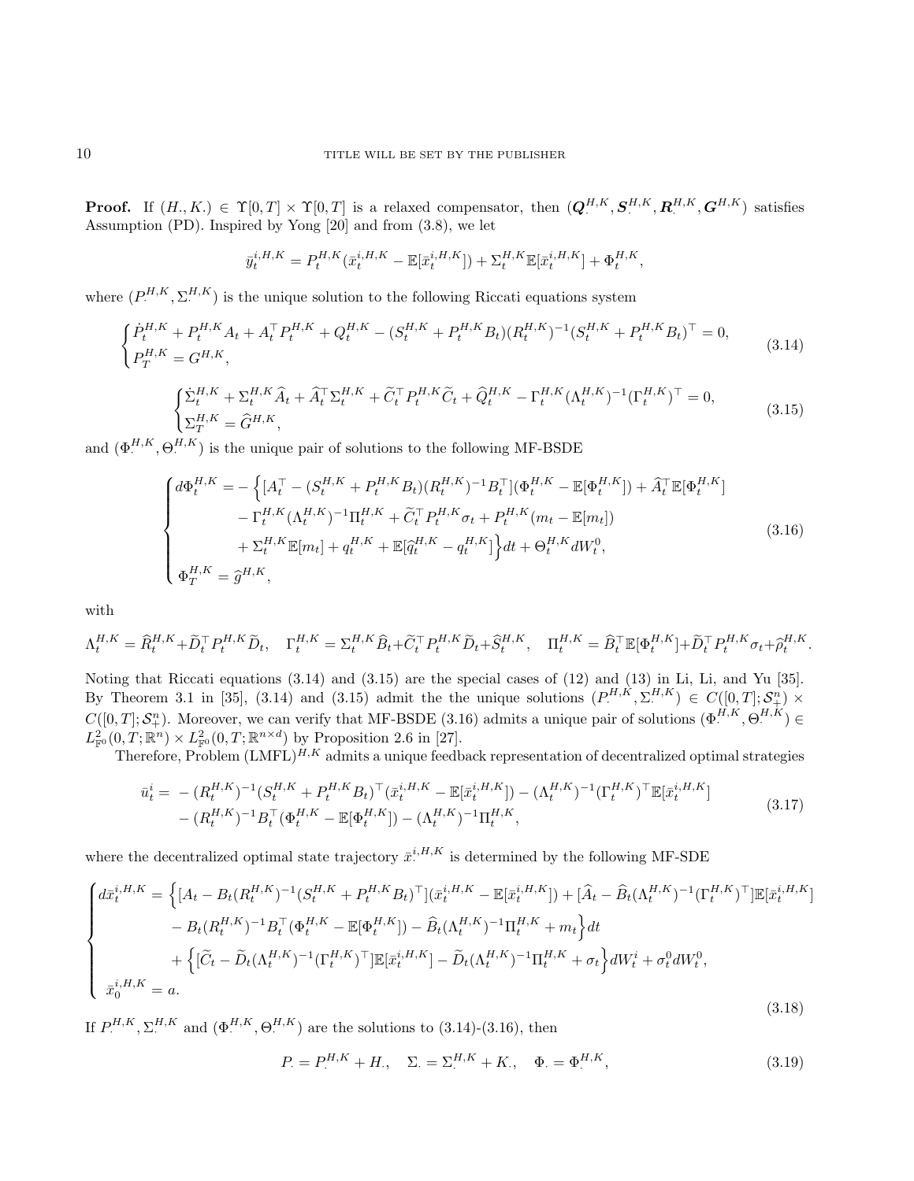**Proof.** If $(H_\cdot, K_\cdot) \in \Upsilon[0,T] \times \Upsilon[0,T]$ is a relaxed compensator, then $(\boldsymbol{Q}^{H,K}_\cdot, \boldsymbol{S}^{H,K}_\cdot, \boldsymbol{R}^{H,K}_\cdot, \boldsymbol{G}^{H,K})$ satisfies Assumption (PD). Inspired by Yong [20] and from (3.8), we let

$$\bar{y}^{i,H,K}_t = P^{H,K}_t(\bar{x}^{i,H,K}_t - \mathbb{E}[\bar{x}^{i,H,K}_t]) + \Sigma^{H,K}_t \mathbb{E}[\bar{x}^{i,H,K}_t] + \Phi^{H,K}_t,$$

where $(P^{H,K}_\cdot, \Sigma^{H,K}_\cdot)$ is the unique solution to the following Riccati equations system

$$\begin{cases} \dot{P}^{H,K}_t + P^{H,K}_t A_t + A_t^\top P^{H,K}_t + Q^{H,K}_t - (S^{H,K}_t + P^{H,K}_t B_t)(R^{H,K}_t)^{-1}(S^{H,K}_t + P^{H,K}_t B_t)^\top = 0, \\ P^{H,K}_T = G^{H,K}, \end{cases} \tag{3.14}$$

$$\begin{cases} \dot{\Sigma}^{H,K}_t + \Sigma^{H,K}_t \widehat{A}_t + \widehat{A}_t^\top \Sigma^{H,K}_t + \widetilde{C}_t^\top P^{H,K}_t \widetilde{C}_t + \widehat{Q}^{H,K}_t - \Gamma^{H,K}_t(\Lambda^{H,K}_t)^{-1}(\Gamma^{H,K}_t)^\top = 0, \\ \Sigma^{H,K}_T = \widehat{G}^{H,K}, \end{cases} \tag{3.15}$$

and $(\Phi^{H,K}_\cdot, \Theta^{H,K}_\cdot)$ is the unique pair of solutions to the following MF-BSDE

$$\begin{cases} d\Phi^{H,K}_t = -\Big\{[A_t^\top - (S^{H,K}_t + P^{H,K}_t B_t)(R^{H,K}_t)^{-1} B_t^\top](\Phi^{H,K}_t - \mathbb{E}[\Phi^{H,K}_t]) + \widehat{A}_t^\top \mathbb{E}[\Phi^{H,K}_t] \\ \qquad\qquad - \Gamma^{H,K}_t(\Lambda^{H,K}_t)^{-1}\Pi^{H,K}_t + \widetilde{C}_t^\top P^{H,K}_t \sigma_t + P^{H,K}_t(m_t - \mathbb{E}[m_t]) \\ \qquad\qquad + \Sigma^{H,K}_t \mathbb{E}[m_t] + q^{H,K}_t + \mathbb{E}[\widehat{q}^{H,K}_t - q^{H,K}_t]\Big\}dt + \Theta^{H,K}_t dW^0_t, \\ \Phi^{H,K}_T = \widehat{g}^{H,K}, \end{cases} \tag{3.16}$$

with

$$\Lambda^{H,K}_t = \widehat{R}^{H,K}_t + \widetilde{D}_t^\top P^{H,K}_t \widetilde{D}_t, \quad \Gamma^{H,K}_t = \Sigma^{H,K}_t \widehat{B}_t + \widetilde{C}_t^\top P^{H,K}_t \widetilde{D}_t + \widehat{S}^{H,K}_t, \quad \Pi^{H,K}_t = \widehat{B}_t^\top \mathbb{E}[\Phi^{H,K}_t] + \widetilde{D}_t^\top P^{H,K}_t \sigma_t + \widehat{\rho}^{H,K}_t.$$

Noting that Riccati equations (3.14) and (3.15) are the special cases of (12) and (13) in Li, Li, and Yu [35]. By Theorem 3.1 in [35], (3.14) and (3.15) admit the the unique solutions $(P^{H,K}_\cdot, \Sigma^{H,K}_\cdot) \in C([0,T]; \mathcal{S}^n_+) \times C([0,T]; \mathcal{S}^n_+)$. Moreover, we can verify that MF-BSDE (3.16) admits a unique pair of solutions $(\Phi^{H,K}_\cdot, \Theta^{H,K}_\cdot) \in L^2_{\mathbb{F}^0}(0,T;\mathbb{R}^n) \times L^2_{\mathbb{F}^0}(0,T;\mathbb{R}^{n\times d})$ by Proposition 2.6 in [27].

Therefore, Problem (LMFL)$^{H,K}$ admits a unique feedback representation of decentralized optimal strategies

$$\begin{aligned} \bar{u}^i_t = &-(R^{H,K}_t)^{-1}(S^{H,K}_t + P^{H,K}_t B_t)^\top(\bar{x}^{i,H,K}_t - \mathbb{E}[\bar{x}^{i,H,K}_t]) - (\Lambda^{H,K}_t)^{-1}(\Gamma^{H,K}_t)^\top \mathbb{E}[\bar{x}^{i,H,K}_t] \\ &- (R^{H,K}_t)^{-1} B_t^\top(\Phi^{H,K}_t - \mathbb{E}[\Phi^{H,K}_t]) - (\Lambda^{H,K}_t)^{-1}\Pi^{H,K}_t, \end{aligned} \tag{3.17}$$

where the decentralized optimal state trajectory $\bar{x}^{i,H,K}_\cdot$ is determined by the following MF-SDE

$$\begin{cases} d\bar{x}^{i,H,K}_t = \Big\{[A_t - B_t(R^{H,K}_t)^{-1}(S^{H,K}_t + P^{H,K}_t B_t)^\top](\bar{x}^{i,H,K}_t - \mathbb{E}[\bar{x}^{i,H,K}_t]) + [\widehat{A}_t - \widehat{B}_t(\Lambda^{H,K}_t)^{-1}(\Gamma^{H,K}_t)^\top]\mathbb{E}[\bar{x}^{i,H,K}_t] \\ \qquad\qquad - B_t(R^{H,K}_t)^{-1}B_t^\top(\Phi^{H,K}_t - \mathbb{E}[\Phi^{H,K}_t]) - \widehat{B}_t(\Lambda^{H,K}_t)^{-1}\Pi^{H,K}_t + m_t\Big\}dt \\ \qquad\qquad + \Big\{[\widetilde{C}_t - \widetilde{D}_t(\Lambda^{H,K}_t)^{-1}(\Gamma^{H,K}_t)^\top]\mathbb{E}[\bar{x}^{i,H,K}_t] - \widetilde{D}_t(\Lambda^{H,K}_t)^{-1}\Pi^{H,K}_t + \sigma_t\Big\}dW^i_t + \sigma^0_t dW^0_t, \\ \bar{x}^{i,H,K}_0 = a. \end{cases} \tag{3.18}$$

If $P^{H,K}_\cdot, \Sigma^{H,K}_\cdot$ and $(\Phi^{H,K}_\cdot, \Theta^{H,K}_\cdot)$ are the solutions to (3.14)-(3.16), then

$$P_\cdot = P^{H,K}_\cdot + H_\cdot, \quad \Sigma_\cdot = \Sigma^{H,K}_\cdot + K_\cdot, \quad \Phi_\cdot = \Phi^{H,K}_\cdot, \tag{3.19}$$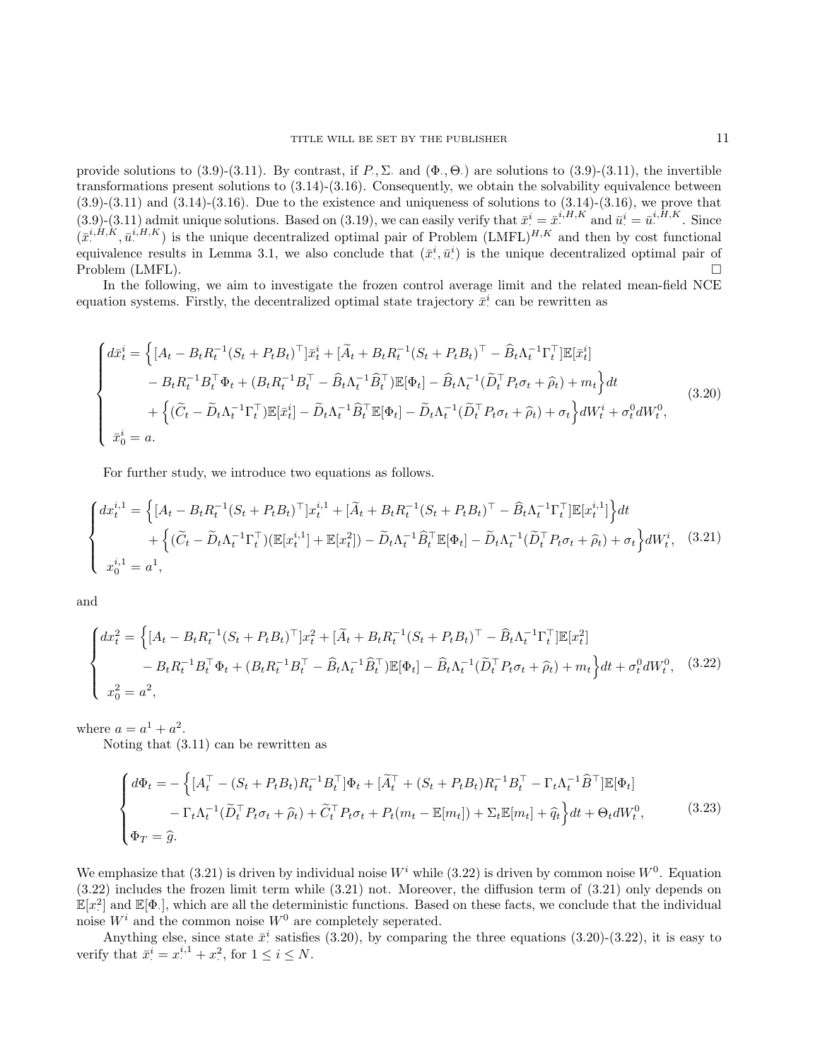provide solutions to (3.9)-(3.11). By contrast, if $P_\cdot, \Sigma_\cdot$ and $(\Phi_\cdot, \Theta_\cdot)$ are solutions to (3.9)-(3.11), the invertible transformations present solutions to (3.14)-(3.16). Consequently, we obtain the solvability equivalence between (3.9)-(3.11) and (3.14)-(3.16). Due to the existence and uniqueness of solutions to (3.14)-(3.16), we prove that (3.9)-(3.11) admit unique solutions. Based on (3.19), we can easily verify that $\bar{x}^i_\cdot = \bar{x}^{i,H,K}_\cdot$ and $\bar{u}^i_\cdot = \bar{u}^{i,H,K}_\cdot$. Since $(\bar{x}^{i,H,K}_\cdot, \bar{u}^{i,H,K}_\cdot)$ is the unique decentralized optimal pair of Problem (LMFL)$^{H,K}$ and then by cost functional equivalence results in Lemma 3.1, we also conclude that $(\bar{x}^i_\cdot, \bar{u}^i_\cdot)$ is the unique decentralized optimal pair of Problem (LMFL). $\square$

In the following, we aim to investigate the frozen control average limit and the related mean-field NCE equation systems. Firstly, the decentralized optimal state trajectory $\bar{x}^i_\cdot$ can be rewritten as

$$
\begin{cases}
d\bar{x}^i_t = \Big\{[A_t - B_t R_t^{-1}(S_t + P_t B_t)^\top]\bar{x}^i_t + [\widetilde{A}_t + B_t R_t^{-1}(S_t + P_t B_t)^\top - \widehat{B}_t \Lambda_t^{-1}\Gamma_t^\top]\mathbb{E}[\bar{x}^i_t] \\
\qquad\quad - B_t R_t^{-1} B_t^\top \Phi_t + (B_t R_t^{-1} B_t^\top - \widehat{B}_t \Lambda_t^{-1} \widehat{B}_t^\top)\mathbb{E}[\Phi_t] - \widehat{B}_t \Lambda_t^{-1}(\widetilde{D}_t^\top P_t \sigma_t + \widehat{\rho}_t) + m_t\Big\}dt \\
\qquad\quad + \Big\{(\widetilde{C}_t - \widetilde{D}_t \Lambda_t^{-1}\Gamma_t^\top)\mathbb{E}[\bar{x}^i_t] - \widetilde{D}_t \Lambda_t^{-1}\widehat{B}_t^\top \mathbb{E}[\Phi_t] - \widetilde{D}_t \Lambda_t^{-1}(\widetilde{D}_t^\top P_t \sigma_t + \widehat{\rho}_t) + \sigma_t\Big\}dW^i_t + \sigma^0_t dW^0_t, \\
\bar{x}^i_0 = a.
\end{cases}
\tag{3.20}
$$

For further study, we introduce two equations as follows.

$$
\begin{cases}
dx^{i,1}_t = \Big\{[A_t - B_t R_t^{-1}(S_t + P_t B_t)^\top]x^{i,1}_t + [\widetilde{A}_t + B_t R_t^{-1}(S_t + P_t B_t)^\top - \widehat{B}_t \Lambda_t^{-1}\Gamma_t^\top]\mathbb{E}[x^{i,1}_t]\Big\}dt \\
\qquad\quad + \Big\{(\widetilde{C}_t - \widetilde{D}_t \Lambda_t^{-1}\Gamma_t^\top)(\mathbb{E}[x^{i,1}_t] + \mathbb{E}[x^2_t]) - \widetilde{D}_t \Lambda_t^{-1}\widehat{B}_t^\top \mathbb{E}[\Phi_t] - \widetilde{D}_t \Lambda_t^{-1}(\widetilde{D}_t^\top P_t \sigma_t + \widehat{\rho}_t) + \sigma_t\Big\}dW^i_t, \\
x^{i,1}_0 = a^1,
\end{cases}
\tag{3.21}
$$

and

$$
\begin{cases}
dx^2_t = \Big\{[A_t - B_t R_t^{-1}(S_t + P_t B_t)^\top]x^2_t + [\widetilde{A}_t + B_t R_t^{-1}(S_t + P_t B_t)^\top - \widehat{B}_t \Lambda_t^{-1}\Gamma_t^\top]\mathbb{E}[x^2_t] \\
\qquad\quad - B_t R_t^{-1} B_t^\top \Phi_t + (B_t R_t^{-1} B_t^\top - \widehat{B}_t \Lambda_t^{-1}\widehat{B}_t^\top)\mathbb{E}[\Phi_t] - \widehat{B}_t \Lambda_t^{-1}(\widetilde{D}_t^\top P_t \sigma_t + \widehat{\rho}_t) + m_t\Big\}dt + \sigma^0_t dW^0_t, \\
x^2_0 = a^2,
\end{cases}
\tag{3.22}
$$

where $a = a^1 + a^2$.

Noting that (3.11) can be rewritten as

$$
\begin{cases}
d\Phi_t = -\Big\{[A_t^\top - (S_t + P_t B_t)R_t^{-1}B_t^\top]\Phi_t + [\widetilde{A}_t^\top + (S_t + P_t B_t)R_t^{-1}B_t^\top - \Gamma_t \Lambda_t^{-1}\widehat{B}^\top]\mathbb{E}[\Phi_t] \\
\qquad\quad - \Gamma_t \Lambda_t^{-1}(\widetilde{D}_t^\top P_t \sigma_t + \widehat{\rho}_t) + \widetilde{C}_t^\top P_t \sigma_t + P_t(m_t - \mathbb{E}[m_t]) + \Sigma_t \mathbb{E}[m_t] + \widehat{q}_t\Big\}dt + \Theta_t dW^0_t, \\
\Phi_T = \widehat{g}.
\end{cases}
\tag{3.23}
$$

We emphasize that (3.21) is driven by individual noise $W^i$ while (3.22) is driven by common noise $W^0$. Equation (3.22) includes the frozen limit term while (3.21) not. Moreover, the diffusion term of (3.21) only depends on $\mathbb{E}[x^2_\cdot]$ and $\mathbb{E}[\Phi_\cdot]$, which are all the deterministic functions. Based on these facts, we conclude that the individual noise $W^i$ and the common noise $W^0$ are completely seperated.

Anything else, since state $\bar{x}^i_\cdot$ satisfies (3.20), by comparing the three equations (3.20)-(3.22), it is easy to verify that $\bar{x}^i_\cdot = x^{i,1}_\cdot + x^2_\cdot$, for $1 \leq i \leq N$.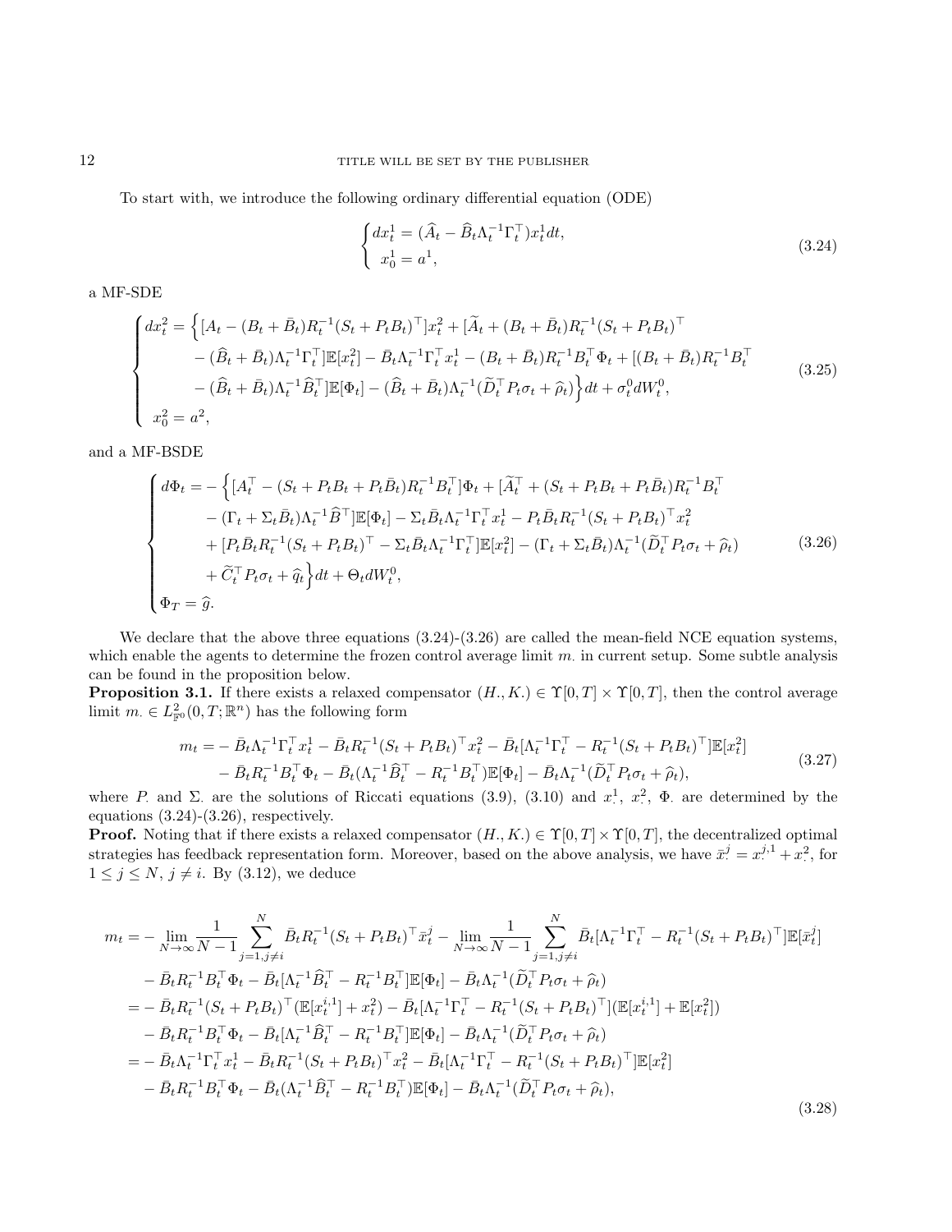To start with, we introduce the following ordinary differential equation (ODE)

$$
\begin{cases}
dx_t^1 = (\widehat{A}_t - \widehat{B}_t \Lambda_t^{-1} \Gamma_t^\top) x_t^1 dt, \\
\ x_0^1 = a^1,
\end{cases}
\tag{3.24}
$$

a MF-SDE

$$
\begin{cases}
dx_t^2 = \Big\{ [A_t - (B_t + \bar{B}_t) R_t^{-1} (S_t + P_t B_t)^\top] x_t^2 + [\widetilde{A}_t + (B_t + \bar{B}_t) R_t^{-1} (S_t + P_t B_t)^\top \\
\qquad - (\widehat{B}_t + \bar{B}_t) \Lambda_t^{-1} \Gamma_t^\top] \mathbb{E}[x_t^2] - \bar{B}_t \Lambda_t^{-1} \Gamma_t^\top x_t^1 - (B_t + \bar{B}_t) R_t^{-1} B_t^\top \Phi_t + [(B_t + \bar{B}_t) R_t^{-1} B_t^\top \\
\qquad - (\widehat{B}_t + \bar{B}_t) \Lambda_t^{-1} \widehat{B}_t^\top] \mathbb{E}[\Phi_t] - (\widehat{B}_t + \bar{B}_t) \Lambda_t^{-1} (\widetilde{D}_t^\top P_t \sigma_t + \widehat{\rho}_t) \Big\} dt + \sigma_t^0 dW_t^0, \\
x_0^2 = a^2,
\end{cases}
\tag{3.25}
$$

and a MF-BSDE

$$
\begin{cases}
d\Phi_t = - \Big\{ [A_t^\top - (S_t + P_t B_t + P_t \bar{B}_t) R_t^{-1} B_t^\top] \Phi_t + [\widetilde{A}_t^\top + (S_t + P_t B_t + P_t \bar{B}_t) R_t^{-1} B_t^\top \\
\qquad - (\Gamma_t + \Sigma_t \bar{B}_t) \Lambda_t^{-1} \widehat{B}^\top] \mathbb{E}[\Phi_t] - \Sigma_t \bar{B}_t \Lambda_t^{-1} \Gamma_t^\top x_t^1 - P_t \bar{B}_t R_t^{-1} (S_t + P_t B_t)^\top x_t^2 \\
\qquad + [P_t \bar{B}_t R_t^{-1} (S_t + P_t B_t)^\top - \Sigma_t \bar{B}_t \Lambda_t^{-1} \Gamma_t^\top] \mathbb{E}[x_t^2] - (\Gamma_t + \Sigma_t \bar{B}_t) \Lambda_t^{-1} (\widetilde{D}_t^\top P_t \sigma_t + \widehat{\rho}_t) \\
\qquad + \widetilde{C}_t^\top P_t \sigma_t + \widehat{q}_t \Big\} dt + \Theta_t dW_t^0, \\
\Phi_T = \widehat{g}.
\end{cases}
\tag{3.26}
$$

We declare that the above three equations (3.24)-(3.26) are called the mean-field NCE equation systems, which enable the agents to determine the frozen control average limit $m_\cdot$ in current setup. Some subtle analysis can be found in the proposition below.

**Proposition 3.1.** If there exists a relaxed compensator $(H_\cdot, K_\cdot) \in \Upsilon[0,T] \times \Upsilon[0,T]$, then the control average limit $m_\cdot \in L^2_{\mathbb{F}^0}(0,T;\mathbb{R}^n)$ has the following form

$$
\begin{aligned}
m_t = &- \bar{B}_t \Lambda_t^{-1} \Gamma_t^\top x_t^1 - \bar{B}_t R_t^{-1} (S_t + P_t B_t)^\top x_t^2 - \bar{B}_t [\Lambda_t^{-1} \Gamma_t^\top - R_t^{-1} (S_t + P_t B_t)^\top] \mathbb{E}[x_t^2] \\
&- \bar{B}_t R_t^{-1} B_t^\top \Phi_t - \bar{B}_t (\Lambda_t^{-1} \widehat{B}_t^\top - R_t^{-1} B_t^\top) \mathbb{E}[\Phi_t] - \bar{B}_t \Lambda_t^{-1} (\widetilde{D}_t^\top P_t \sigma_t + \widehat{\rho}_t),
\end{aligned}
\tag{3.27}
$$

where $P_\cdot$ and $\Sigma_\cdot$ are the solutions of Riccati equations (3.9), (3.10) and $x_\cdot^1$, $x_\cdot^2$, $\Phi_\cdot$ are determined by the equations (3.24)-(3.26), respectively.

**Proof.** Noting that if there exists a relaxed compensator $(H_\cdot, K_\cdot) \in \Upsilon[0,T] \times \Upsilon[0,T]$, the decentralized optimal strategies has feedback representation form. Moreover, based on the above analysis, we have $\bar{x}_\cdot^j = x_\cdot^{j,1} + x_\cdot^2$, for $1 \le j \le N$, $j \ne i$. By (3.12), we deduce

$$
\begin{aligned}
m_t = &- \lim_{N \to \infty} \frac{1}{N-1} \sum_{j=1, j \ne i}^N \bar{B}_t R_t^{-1} (S_t + P_t B_t)^\top \bar{x}_t^j - \lim_{N \to \infty} \frac{1}{N-1} \sum_{j=1, j \ne i}^N \bar{B}_t [\Lambda_t^{-1} \Gamma_t^\top - R_t^{-1} (S_t + P_t B_t)^\top] \mathbb{E}[\bar{x}_t^j] \\
&- \bar{B}_t R_t^{-1} B_t^\top \Phi_t - \bar{B}_t [\Lambda_t^{-1} \widehat{B}_t^\top - R_t^{-1} B_t^\top] \mathbb{E}[\Phi_t] - \bar{B}_t \Lambda_t^{-1} (\widetilde{D}_t^\top P_t \sigma_t + \widehat{\rho}_t) \\
= &- \bar{B}_t R_t^{-1} (S_t + P_t B_t)^\top (\mathbb{E}[x_t^{i,1}] + x_t^2) - \bar{B}_t [\Lambda_t^{-1} \Gamma_t^\top - R_t^{-1} (S_t + P_t B_t)^\top] (\mathbb{E}[x_t^{i,1}] + \mathbb{E}[x_t^2]) \\
&- \bar{B}_t R_t^{-1} B_t^\top \Phi_t - \bar{B}_t [\Lambda_t^{-1} \widehat{B}_t^\top - R_t^{-1} B_t^\top] \mathbb{E}[\Phi_t] - \bar{B}_t \Lambda_t^{-1} (\widetilde{D}_t^\top P_t \sigma_t + \widehat{\rho}_t) \\
= &- \bar{B}_t \Lambda_t^{-1} \Gamma_t^\top x_t^1 - \bar{B}_t R_t^{-1} (S_t + P_t B_t)^\top x_t^2 - \bar{B}_t [\Lambda_t^{-1} \Gamma_t^\top - R_t^{-1} (S_t + P_t B_t)^\top] \mathbb{E}[x_t^2] \\
&- \bar{B}_t R_t^{-1} B_t^\top \Phi_t - \bar{B}_t (\Lambda_t^{-1} \widehat{B}_t^\top - R_t^{-1} B_t^\top) \mathbb{E}[\Phi_t] - \bar{B}_t \Lambda_t^{-1} (\widetilde{D}_t^\top P_t \sigma_t + \widehat{\rho}_t),
\end{aligned}
\tag{3.28}
$$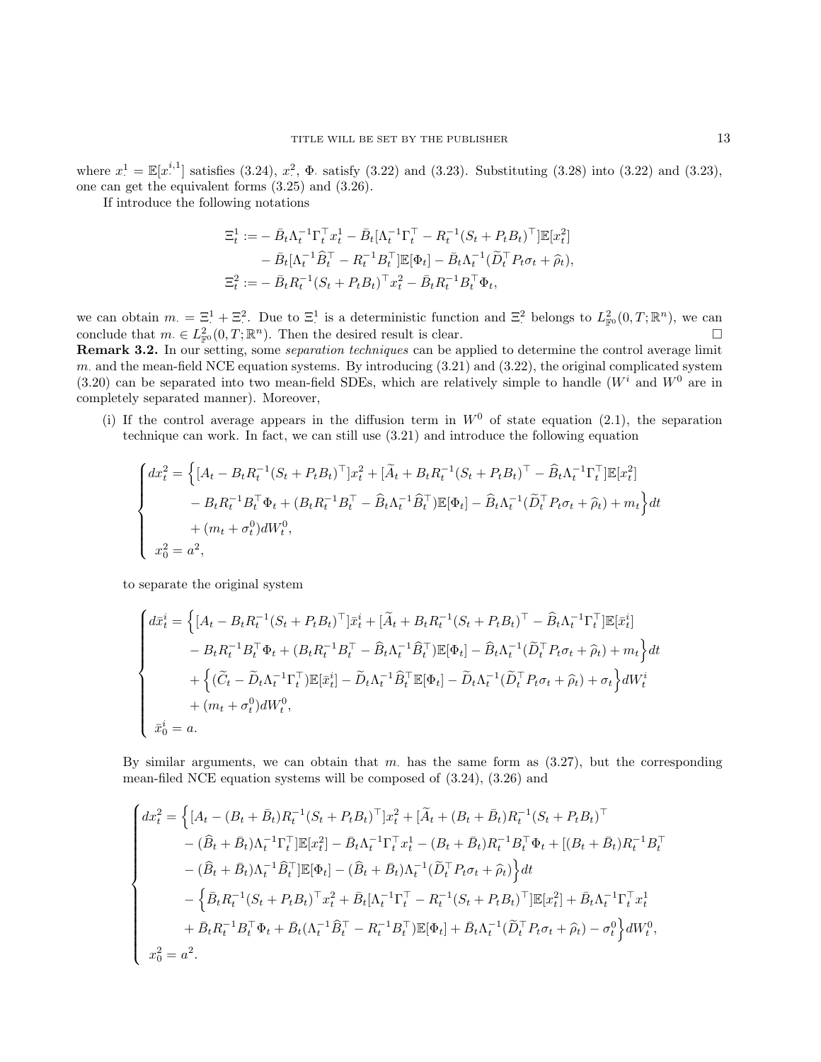where $x^1_\cdot = \mathbb{E}[x^{i,1}_\cdot]$ satisfies (3.24), $x^2_\cdot$, $\Phi_\cdot$ satisfy (3.22) and (3.23). Substituting (3.28) into (3.22) and (3.23), one can get the equivalent forms (3.25) and (3.26).

If introduce the following notations

$$
\begin{aligned}
\Xi^1_t :=& -\bar{B}_t\Lambda_t^{-1}\Gamma_t^\top x^1_t - \bar{B}_t[\Lambda_t^{-1}\Gamma_t^\top - R_t^{-1}(S_t+P_tB_t)^\top]\mathbb{E}[x^2_t] \\
& - \bar{B}_t[\Lambda_t^{-1}\widehat{B}_t^\top - R_t^{-1}B_t^\top]\mathbb{E}[\Phi_t] - \bar{B}_t\Lambda_t^{-1}(\widetilde{D}_t^\top P_t\sigma_t + \widehat{\rho}_t), \\
\Xi^2_t :=& -\bar{B}_tR_t^{-1}(S_t+P_tB_t)^\top x^2_t - \bar{B}_tR_t^{-1}B_t^\top\Phi_t,
\end{aligned}
$$

we can obtain $m_\cdot = \Xi^1_\cdot + \Xi^2_\cdot$. Due to $\Xi^1_\cdot$ is a deterministic function and $\Xi^2_\cdot$ belongs to $L^2_{\mathbb{F}^0}(0,T;\mathbb{R}^n)$, we can conclude that $m_\cdot \in L^2_{\mathbb{F}^0}(0,T;\mathbb{R}^n)$. Then the desired result is clear. $\square$

**Remark 3.2.** In our setting, some *separation techniques* can be applied to determine the control average limit $m_\cdot$ and the mean-field NCE equation systems. By introducing (3.21) and (3.22), the original complicated system (3.20) can be separated into two mean-field SDEs, which are relatively simple to handle ($W^i$ and $W^0$ are in completely separated manner). Moreover,

(i) If the control average appears in the diffusion term in $W^0$ of state equation (2.1), the separation technique can work. In fact, we can still use (3.21) and introduce the following equation

$$
\begin{cases}
dx^2_t = \Big\{[A_t - B_tR_t^{-1}(S_t+P_tB_t)^\top]x^2_t + [\widetilde{A}_t + B_tR_t^{-1}(S_t+P_tB_t)^\top - \widehat{B}_t\Lambda_t^{-1}\Gamma_t^\top]\mathbb{E}[x^2_t] \\
\qquad - B_tR_t^{-1}B_t^\top\Phi_t + (B_tR_t^{-1}B_t^\top - \widehat{B}_t\Lambda_t^{-1}\widehat{B}_t^\top)\mathbb{E}[\Phi_t] - \widehat{B}_t\Lambda_t^{-1}(\widetilde{D}_t^\top P_t\sigma_t + \widehat{\rho}_t) + m_t\Big\}dt \\
\qquad + (m_t + \sigma^0_t)dW^0_t, \\
x^2_0 = a^2,
\end{cases}
$$

to separate the original system

$$
\begin{cases}
d\bar{x}^i_t = \Big\{[A_t - B_tR_t^{-1}(S_t+P_tB_t)^\top]\bar{x}^i_t + [\widetilde{A}_t + B_tR_t^{-1}(S_t+P_tB_t)^\top - \widehat{B}_t\Lambda_t^{-1}\Gamma_t^\top]\mathbb{E}[\bar{x}^i_t] \\
\qquad - B_tR_t^{-1}B_t^\top\Phi_t + (B_tR_t^{-1}B_t^\top - \widehat{B}_t\Lambda_t^{-1}\widehat{B}_t^\top)\mathbb{E}[\Phi_t] - \widehat{B}_t\Lambda_t^{-1}(\widetilde{D}_t^\top P_t\sigma_t + \widehat{\rho}_t) + m_t\Big\}dt \\
\qquad + \Big\{(\widetilde{C}_t - \widetilde{D}_t\Lambda_t^{-1}\Gamma_t^\top)\mathbb{E}[\bar{x}^i_t] - \widetilde{D}_t\Lambda_t^{-1}\widehat{B}_t^\top\mathbb{E}[\Phi_t] - \widetilde{D}_t\Lambda_t^{-1}(\widetilde{D}_t^\top P_t\sigma_t + \widehat{\rho}_t) + \sigma_t\Big\}dW^i_t \\
\qquad + (m_t + \sigma^0_t)dW^0_t, \\
\bar{x}^i_0 = a.
\end{cases}
$$

By similar arguments, we can obtain that $m_\cdot$ has the same form as (3.27), but the corresponding mean-filed NCE equation systems will be composed of (3.24), (3.26) and

$$
\begin{cases}
dx^2_t = \Big\{[A_t - (B_t+\bar{B}_t)R_t^{-1}(S_t+P_tB_t)^\top]x^2_t + [\widetilde{A}_t + (B_t+\bar{B}_t)R_t^{-1}(S_t+P_tB_t)^\top \\
\qquad - (\widehat{B}_t+\bar{B}_t)\Lambda_t^{-1}\Gamma_t^\top]\mathbb{E}[x^2_t] - \bar{B}_t\Lambda_t^{-1}\Gamma_t^\top x^1_t - (B_t+\bar{B}_t)R_t^{-1}B_t^\top\Phi_t + [(B_t+\bar{B}_t)R_t^{-1}B_t^\top \\
\qquad - (\widehat{B}_t+\bar{B}_t)\Lambda_t^{-1}\widehat{B}_t^\top]\mathbb{E}[\Phi_t] - (\widehat{B}_t+\bar{B}_t)\Lambda_t^{-1}(\widetilde{D}_t^\top P_t\sigma_t + \widehat{\rho}_t)\Big\}dt \\
\qquad - \Big\{\bar{B}_tR_t^{-1}(S_t+P_tB_t)^\top x^2_t + \bar{B}_t[\Lambda_t^{-1}\Gamma_t^\top - R_t^{-1}(S_t+P_tB_t)^\top]\mathbb{E}[x^2_t] + \bar{B}_t\Lambda_t^{-1}\Gamma_t^\top x^1_t \\
\qquad + \bar{B}_tR_t^{-1}B_t^\top\Phi_t + \bar{B}_t(\Lambda_t^{-1}\widehat{B}_t^\top - R_t^{-1}B_t^\top)\mathbb{E}[\Phi_t] + \bar{B}_t\Lambda_t^{-1}(\widetilde{D}_t^\top P_t\sigma_t + \widehat{\rho}_t) - \sigma^0_t\Big\}dW^0_t, \\
x^2_0 = a^2.
\end{cases}
$$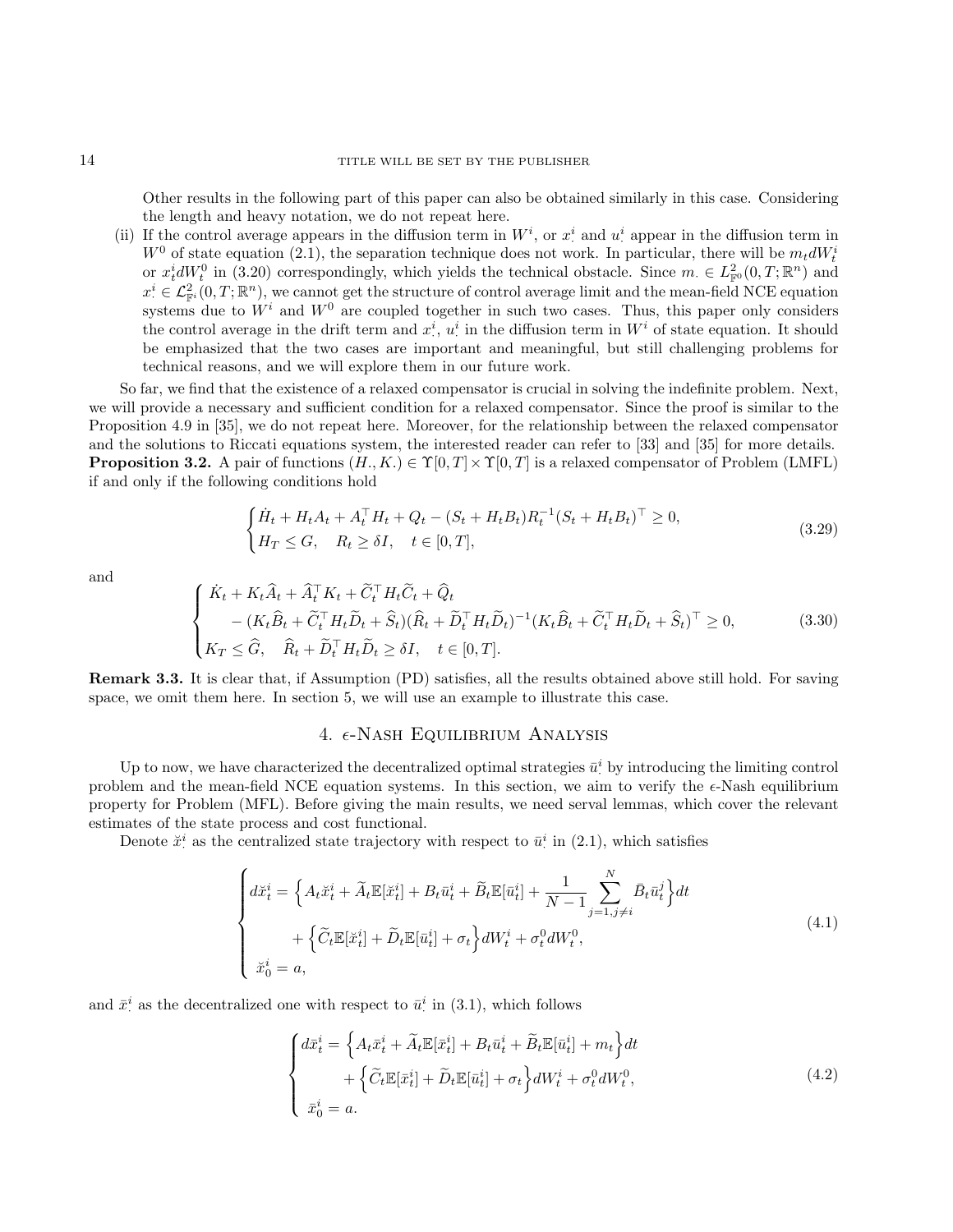Other results in the following part of this paper can also be obtained similarly in this case. Considering the length and heavy notation, we do not repeat here.

(ii) If the control average appears in the diffusion term in $W^i$, or $x^i_\cdot$ and $u^i_\cdot$ appear in the diffusion term in $W^0$ of state equation (2.1), the separation technique does not work. In particular, there will be $m_t dW^i_t$ or $x^i_t dW^0_t$ in (3.20) correspondingly, which yields the technical obstacle. Since $m_\cdot \in L^2_{\mathbb{F}^0}(0,T;\mathbb{R}^n)$ and $x^i_\cdot \in \mathcal{L}^2_{\mathbb{F}^i}(0,T;\mathbb{R}^n)$, we cannot get the structure of control average limit and the mean-field NCE equation systems due to $W^i$ and $W^0$ are coupled together in such two cases. Thus, this paper only considers the control average in the drift term and $x^i_\cdot$, $u^i_\cdot$ in the diffusion term in $W^i$ of state equation. It should be emphasized that the two cases are important and meaningful, but still challenging problems for technical reasons, and we will explore them in our future work.

So far, we find that the existence of a relaxed compensator is crucial in solving the indefinite problem. Next, we will provide a necessary and sufficient condition for a relaxed compensator. Since the proof is similar to the Proposition 4.9 in [35], we do not repeat here. Moreover, for the relationship between the relaxed compensator and the solutions to Riccati equations system, the interested reader can refer to [33] and [35] for more details.

**Proposition 3.2.** A pair of functions $(H_\cdot, K_\cdot) \in \Upsilon[0,T] \times \Upsilon[0,T]$ is a relaxed compensator of Problem (LMFL) if and only if the following conditions hold

$$
\begin{cases}
\dot{H}_t + H_t A_t + A_t^\top H_t + Q_t - (S_t + H_t B_t) R_t^{-1} (S_t + H_t B_t)^\top \geq 0, \\
H_T \leq G, \quad R_t \geq \delta I, \quad t \in [0,T],
\end{cases}
\tag{3.29}
$$

and

$$
\begin{cases}
\dot{K}_t + K_t \widehat{A}_t + \widehat{A}_t^\top K_t + \widetilde{C}_t^\top H_t \widetilde{C}_t + \widehat{Q}_t \\
\quad - (K_t \widehat{B}_t + \widetilde{C}_t^\top H_t \widetilde{D}_t + \widehat{S}_t)(\widehat{R}_t + \widetilde{D}_t^\top H_t \widetilde{D}_t)^{-1} (K_t \widehat{B}_t + \widetilde{C}_t^\top H_t \widetilde{D}_t + \widehat{S}_t)^\top \geq 0, \\
K_T \leq \widehat{G}, \quad \widehat{R}_t + \widetilde{D}_t^\top H_t \widetilde{D}_t \geq \delta I, \quad t \in [0,T].
\end{cases}
\tag{3.30}
$$

**Remark 3.3.** It is clear that, if Assumption (PD) satisfies, all the results obtained above still hold. For saving space, we omit them here. In section 5, we will use an example to illustrate this case.

## 4. $\epsilon$-Nash Equilibrium Analysis

Up to now, we have characterized the decentralized optimal strategies $\bar{u}^i_\cdot$ by introducing the limiting control problem and the mean-field NCE equation systems. In this section, we aim to verify the $\epsilon$-Nash equilibrium property for Problem (MFL). Before giving the main results, we need serval lemmas, which cover the relevant estimates of the state process and cost functional.

Denote $\breve{x}^i_\cdot$ as the centralized state trajectory with respect to $\bar{u}^i_\cdot$ in (2.1), which satisfies

$$
\begin{cases}
d\breve{x}^i_t = \Big\{ A_t \breve{x}^i_t + \widetilde{A}_t \mathbb{E}[\breve{x}^i_t] + B_t \bar{u}^i_t + \widetilde{B}_t \mathbb{E}[\bar{u}^i_t] + \dfrac{1}{N-1} \displaystyle\sum_{j=1, j\neq i}^{N} \bar{B}_t \bar{u}^j_t \Big\} dt \\
\qquad + \Big\{ \widetilde{C}_t \mathbb{E}[\breve{x}^i_t] + \widetilde{D}_t \mathbb{E}[\bar{u}^i_t] + \sigma_t \Big\} dW^i_t + \sigma^0_t dW^0_t, \\
\breve{x}^i_0 = a,
\end{cases}
\tag{4.1}
$$

and $\bar{x}^i_\cdot$ as the decentralized one with respect to $\bar{u}^i_\cdot$ in (3.1), which follows

$$
\begin{cases}
d\bar{x}^i_t = \Big\{ A_t \bar{x}^i_t + \widetilde{A}_t \mathbb{E}[\bar{x}^i_t] + B_t \bar{u}^i_t + \widetilde{B}_t \mathbb{E}[\bar{u}^i_t] + m_t \Big\} dt \\
\qquad + \Big\{ \widetilde{C}_t \mathbb{E}[\bar{x}^i_t] + \widetilde{D}_t \mathbb{E}[\bar{u}^i_t] + \sigma_t \Big\} dW^i_t + \sigma^0_t dW^0_t, \\
\bar{x}^i_0 = a.
\end{cases}
\tag{4.2}
$$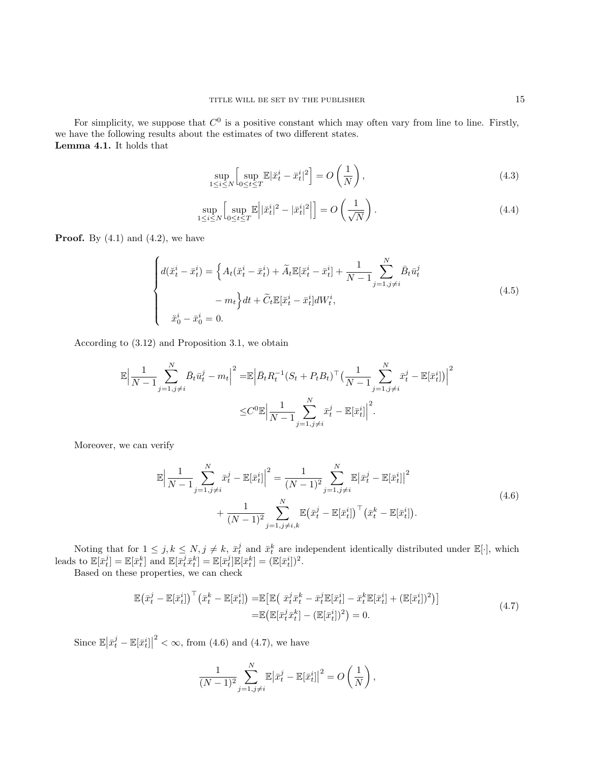For simplicity, we suppose that $C^0$ is a positive constant which may often vary from line to line. Firstly, we have the following results about the estimates of two different states.

**Lemma 4.1.** It holds that

$$\sup_{1\le i\le N}\Big[\sup_{0\le t\le T}\mathbb{E}|\breve{x}_t^i-\bar{x}_t^i|^2\Big]=O\left(\frac{1}{N}\right), \tag{4.3}$$

$$\sup_{1\le i\le N}\Big[\sup_{0\le t\le T}\mathbb{E}\Big||\breve{x}_t^i|^2-|\bar{x}_t^i|^2\Big|\Big]=O\left(\frac{1}{\sqrt{N}}\right). \tag{4.4}$$

**Proof.** By (4.1) and (4.2), we have

$$\begin{cases} d(\breve{x}_t^i-\bar{x}_t^i)=\Big\{A_t(\breve{x}_t^i-\bar{x}_t^i)+\widetilde{A}_t\mathbb{E}[\breve{x}_t^i-\bar{x}_t^i]+\dfrac{1}{N-1}\displaystyle\sum_{j=1,j\neq i}^{N}\bar{B}_t\bar{u}_t^j \\ \qquad\qquad -m_t\Big\}dt+\widetilde{C}_t\mathbb{E}[\breve{x}_t^i-\bar{x}_t^i]dW_t^i, \\ \breve{x}_0^i-\bar{x}_0^i=0. \end{cases} \tag{4.5}$$

According to (3.12) and Proposition 3.1, we obtain

$$\begin{aligned}\mathbb{E}\Big|\frac{1}{N-1}\sum_{j=1,j\neq i}^{N}\bar{B}_t\bar{u}_t^j-m_t\Big|^2=&\mathbb{E}\Big|\bar{B}_tR_t^{-1}(S_t+P_tB_t)^\top\Big(\frac{1}{N-1}\sum_{j=1,j\neq i}^{N}\bar{x}_t^j-\mathbb{E}[\bar{x}_t^i]\Big)\Big|^2\\ \le& C^0\mathbb{E}\Big|\frac{1}{N-1}\sum_{j=1,j\neq i}^{N}\bar{x}_t^j-\mathbb{E}[\bar{x}_t^i]\Big|^2.\end{aligned}$$

Moreover, we can verify

$$\begin{aligned}\mathbb{E}\Big|\frac{1}{N-1}\sum_{j=1,j\neq i}^{N}\bar{x}_t^j-\mathbb{E}[\bar{x}_t^i]\Big|^2=&\frac{1}{(N-1)^2}\sum_{j=1,j\neq i}^{N}\mathbb{E}\big|\bar{x}_t^j-\mathbb{E}[\bar{x}_t^i]\big|^2\\ &+\frac{1}{(N-1)^2}\sum_{j=1,j\neq i,k}^{N}\mathbb{E}\big(\bar{x}_t^j-\mathbb{E}[\bar{x}_t^i]\big)^\top\big(\bar{x}_t^k-\mathbb{E}[\bar{x}_t^i]\big).\end{aligned} \tag{4.6}$$

Noting that for $1\le j,k\le N, j\neq k$, $\bar{x}_t^j$ and $\bar{x}_t^k$ are independent identically distributed under $\mathbb{E}[\cdot]$, which leads to $\mathbb{E}[\bar{x}_t^j]=\mathbb{E}[\bar{x}_t^k]$ and $\mathbb{E}[\bar{x}_t^j\bar{x}_t^k]=\mathbb{E}[\bar{x}_t^j]\mathbb{E}[\bar{x}_t^k]=(\mathbb{E}[\bar{x}_t^i])^2$.

Based on these properties, we can check

$$\begin{aligned}\mathbb{E}\big(\bar{x}_t^j-\mathbb{E}[\bar{x}_t^i]\big)^\top\big(\bar{x}_t^k-\mathbb{E}[\bar{x}_t^i]\big)=&\mathbb{E}\big[\mathbb{E}\big(\,\bar{x}_t^j\bar{x}_t^k-\bar{x}_t^j\mathbb{E}[\bar{x}_t^i]-\bar{x}_t^k\mathbb{E}[\bar{x}_t^i]+(\mathbb{E}[\bar{x}_t^i])^2\big)\big]\\ =&\mathbb{E}\big(\mathbb{E}[\bar{x}_t^j\bar{x}_t^k]-(\mathbb{E}[\bar{x}_t^i])^2\big)=0.\end{aligned} \tag{4.7}$$

Since $\mathbb{E}\big|\bar{x}_t^j-\mathbb{E}[\bar{x}_t^i]\big|^2<\infty$, from (4.6) and (4.7), we have

$$\frac{1}{(N-1)^2}\sum_{j=1,j\neq i}^{N}\mathbb{E}\big|\bar{x}_t^j-\mathbb{E}[\bar{x}_t^i]\big|^2=O\left(\frac{1}{N}\right),$$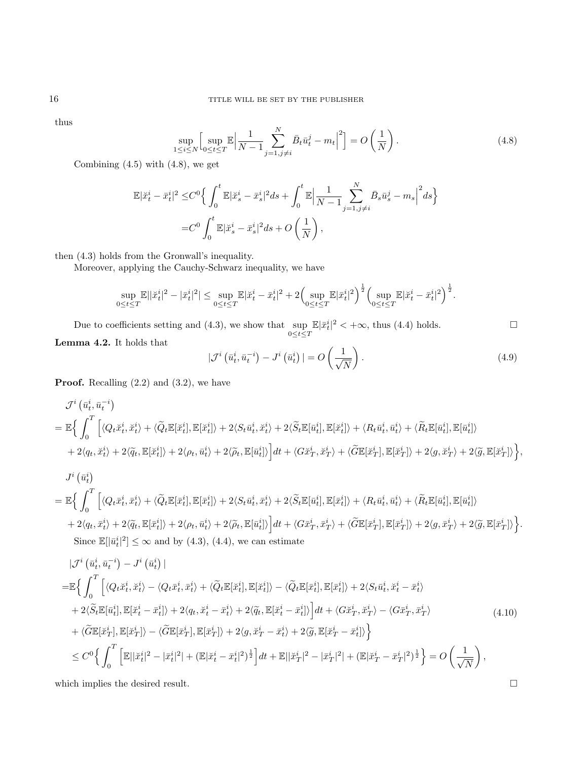thus

$$\sup_{1\le i\le N}\Big[\sup_{0\le t\le T}\mathbb{E}\Big|\frac{1}{N-1}\sum_{j=1,j\neq i}^{N}\bar{B}_t\bar{u}_t^j-m_t\Big|^2\Big]=O\left(\frac{1}{N}\right). \tag{4.8}$$

Combining (4.5) with (4.8), we get

$$\begin{aligned}
\mathbb{E}|\breve{x}_t^i-\bar{x}_t^i|^2 \le & C^0\Big\{\int_0^t\mathbb{E}|\breve{x}_s^i-\bar{x}_s^i|^2ds+\int_0^t\mathbb{E}\Big|\frac{1}{N-1}\sum_{j=1,j\neq i}^{N}\bar{B}_s\bar{u}_s^j-m_s\Big|^2ds\Big\}\\
=& C^0\int_0^t\mathbb{E}|\breve{x}_s^i-\bar{x}_s^i|^2ds+O\left(\frac{1}{N}\right),
\end{aligned}$$

then (4.3) holds from the Gronwall's inequality.

Moreover, applying the Cauchy-Schwarz inequality, we have

$$\sup_{0\le t\le T}\mathbb{E}||\breve{x}_t^i|^2-|\bar{x}_t^i|^2|\le\sup_{0\le t\le T}\mathbb{E}|\breve{x}_t^i-\bar{x}_t^i|^2+2\Big(\sup_{0\le t\le T}\mathbb{E}|\bar{x}_t^i|^2\Big)^{\frac12}\Big(\sup_{0\le t\le T}\mathbb{E}|\breve{x}_t^i-\bar{x}_t^i|^2\Big)^{\frac12}.$$

Due to coefficients setting and (4.3), we show that $\sup_{0\le t\le T}\mathbb{E}|\bar{x}_t^i|^2<+\infty$, thus (4.4) holds. □

**Lemma 4.2.** It holds that

$$|\mathcal{J}^i\left(\bar{u}_t^i,\bar{u}_t^{-i}\right)-J^i\left(\bar{u}_t^i\right)|=O\left(\frac{1}{\sqrt{N}}\right). \tag{4.9}$$

**Proof.** Recalling (2.2) and (3.2), we have

$$\begin{aligned}
&\mathcal{J}^i\left(\bar{u}_t^i,\bar{u}_t^{-i}\right)\\
=&\ \mathbb{E}\Big\{\int_0^T\Big[\langle Q_t\breve{x}_t^i,\breve{x}_t^i\rangle+\langle\widetilde{Q}_t\mathbb{E}[\breve{x}_t^i],\mathbb{E}[\breve{x}_t^i]\rangle+2\langle S_t\bar{u}_t^i,\breve{x}_t^i\rangle+2\langle\widetilde{S}_t\mathbb{E}[\bar{u}_t^i],\mathbb{E}[\breve{x}_t^i]\rangle+\langle R_t\bar{u}_t^i,\bar{u}_t^i\rangle+\langle\widetilde{R}_t\mathbb{E}[\bar{u}_t^i],\mathbb{E}[\bar{u}_t^i]\rangle\\
&+2\langle q_t,\breve{x}_t^i\rangle+2\langle\widetilde{q}_t,\mathbb{E}[\breve{x}_t^i]\rangle+2\langle\rho_t,\bar{u}_t^i\rangle+2\langle\widetilde{\rho}_t,\mathbb{E}[\bar{u}_t^i]\rangle\Big]dt+\langle G\breve{x}_T^i,\breve{x}_T^i\rangle+\langle\widetilde{G}\mathbb{E}[\breve{x}_T^i],\mathbb{E}[\breve{x}_T^i]\rangle+2\langle g,\breve{x}_T^i\rangle+2\langle\widetilde{g},\mathbb{E}[\breve{x}_T^i]\rangle\Big\},\\
&J^i\left(\bar{u}_t^i\right)\\
=&\ \mathbb{E}\Big\{\int_0^T\Big[\langle Q_t\bar{x}_t^i,\bar{x}_t^i\rangle+\langle\widetilde{Q}_t\mathbb{E}[\bar{x}_t^i],\mathbb{E}[\bar{x}_t^i]\rangle+2\langle S_t\bar{u}_t^i,\bar{x}_t^i\rangle+2\langle\widetilde{S}_t\mathbb{E}[\bar{u}_t^i],\mathbb{E}[\bar{x}_t^i]\rangle+\langle R_t\bar{u}_t^i,\bar{u}_t^i\rangle+\langle\widetilde{R}_t\mathbb{E}[\bar{u}_t^i],\mathbb{E}[\bar{u}_t^i]\rangle\\
&+2\langle q_t,\bar{x}_t^i\rangle+2\langle\widetilde{q}_t,\mathbb{E}[\bar{x}_t^i]\rangle+2\langle\rho_t,\bar{u}_t^i\rangle+2\langle\widetilde{\rho}_t,\mathbb{E}[\bar{u}_t^i]\rangle\Big]dt+\langle G\bar{x}_T^i,\bar{x}_T^i\rangle+\langle\widetilde{G}\mathbb{E}[\bar{x}_T^i],\mathbb{E}[\bar{x}_T^i]\rangle+2\langle g,\bar{x}_T^i\rangle+2\langle\widetilde{g},\mathbb{E}[\bar{x}_T^i]\rangle\Big\}.
\end{aligned}$$

Since $\mathbb{E}[|\bar{u}_t^i|^2]\le\infty$ and by (4.3), (4.4), we can estimate

$$\begin{aligned}
&|\mathcal{J}^i\left(\bar{u}_t^i,\bar{u}_t^{-i}\right)-J^i\left(\bar{u}_t^i\right)|\\
=&\mathbb{E}\Big\{\int_0^T\Big[\langle Q_t\breve{x}_t^i,\breve{x}_t^i\rangle-\langle Q_t\bar{x}_t^i,\bar{x}_t^i\rangle+\langle\widetilde{Q}_t\mathbb{E}[\breve{x}_t^i],\mathbb{E}[\breve{x}_t^i]\rangle-\langle\widetilde{Q}_t\mathbb{E}[\bar{x}_t^i],\mathbb{E}[\bar{x}_t^i]\rangle+2\langle S_t\bar{u}_t^i,\breve{x}_t^i-\bar{x}_t^i\rangle\\
&+2\langle\widetilde{S}_t\mathbb{E}[\bar{u}_t^i],\mathbb{E}[\breve{x}_t^i-\bar{x}_t^i]\rangle+2\langle q_t,\breve{x}_t^i-\bar{x}_t^i\rangle+2\langle\widetilde{q}_t,\mathbb{E}[\breve{x}_t^i-\bar{x}_t^i]\rangle\Big]dt+\langle G\breve{x}_T^i,\breve{x}_T^i\rangle-\langle G\bar{x}_T^i,\bar{x}_T^i\rangle\\
&+\langle\widetilde{G}\mathbb{E}[\breve{x}_T^i],\mathbb{E}[\breve{x}_T^i]\rangle-\langle\widetilde{G}\mathbb{E}[\bar{x}_T^i],\mathbb{E}[\bar{x}_T^i]\rangle+2\langle g,\breve{x}_T^i-\bar{x}_t^i\rangle+2\langle\widetilde{g},\mathbb{E}[\breve{x}_T^i-\bar{x}_T^i]\rangle\Big\}\\
\le& C^0\Big\{\int_0^T\Big[\mathbb{E}||\breve{x}_t^i|^2-|\bar{x}_t^i|^2|+(\mathbb{E}|\breve{x}_t^i-\bar{x}_t^i|^2)^{\frac12}\Big]dt+\mathbb{E}||\breve{x}_T^i|^2-|\bar{x}_T^i|^2|+(\mathbb{E}|\breve{x}_T^i-\bar{x}_T^i|^2)^{\frac12}\Big\}=O\left(\frac{1}{\sqrt{N}}\right),
\end{aligned} \tag{4.10}$$

which implies the desired result. □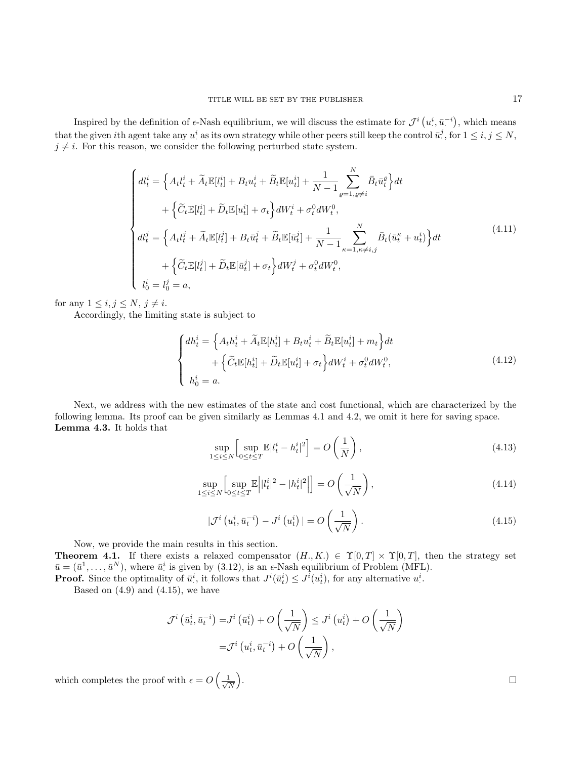Inspired by the definition of $\epsilon$-Nash equilibrium, we will discuss the estimate for $\mathcal{J}^i\left(u^i_\cdot, \bar{u}^{-i}_\cdot\right)$, which means that the given $i$th agent take any $u^i_\cdot$ as its own strategy while other peers still keep the control $\bar{u}^j_\cdot$, for $1 \leq i, j \leq N$, $j \neq i$. For this reason, we consider the following perturbed state system.

$$
\begin{cases}
dl^i_t = \Big\{ A_t l^i_t + \widetilde{A}_t \mathbb{E}[l^i_t] + B_t u^i_t + \widetilde{B}_t \mathbb{E}[u^i_t] + \dfrac{1}{N-1} \displaystyle\sum_{\varrho=1,\varrho\neq i}^{N} \bar{B}_t \bar{u}^\varrho_t \Big\} dt \\
\qquad + \Big\{ \widetilde{C}_t \mathbb{E}[l^i_t] + \widetilde{D}_t \mathbb{E}[u^i_t] + \sigma_t \Big\} dW^i_t + \sigma^0_t dW^0_t, \\
dl^j_t = \Big\{ A_t l^j_t + \widetilde{A}_t \mathbb{E}[l^j_t] + B_t \bar{u}^j_t + \widetilde{B}_t \mathbb{E}[\bar{u}^j_t] + \dfrac{1}{N-1} \displaystyle\sum_{\kappa=1,\kappa\neq i,j}^{N} \bar{B}_t (\bar{u}^\kappa_t + u^i_t) \Big\} dt \\
\qquad + \Big\{ \widetilde{C}_t \mathbb{E}[l^j_t] + \widetilde{D}_t \mathbb{E}[\bar{u}^j_t] + \sigma_t \Big\} dW^j_t + \sigma^0_t dW^0_t, \\
l^i_0 = l^j_0 = a,
\end{cases}
\tag{4.11}
$$

for any $1 \leq i, j \leq N$, $j \neq i$.

Accordingly, the limiting state is subject to

$$
\begin{cases}
dh^i_t = \Big\{ A_t h^i_t + \widetilde{A}_t \mathbb{E}[h^i_t] + B_t u^i_t + \widetilde{B}_t \mathbb{E}[u^i_t] + m_t \Big\} dt \\
\qquad + \Big\{ \widetilde{C}_t \mathbb{E}[h^i_t] + \widetilde{D}_t \mathbb{E}[u^i_t] + \sigma_t \Big\} dW^i_t + \sigma^0_t dW^0_t, \\
h^i_0 = a.
\end{cases}
\tag{4.12}
$$

Next, we address with the new estimates of the state and cost functional, which are characterized by the following lemma. Its proof can be given similarly as Lemmas 4.1 and 4.2, we omit it here for saving space.

**Lemma 4.3.** It holds that

$$
\sup_{1\leq i\leq N} \Big[ \sup_{0\leq t\leq T} \mathbb{E}|l^i_t - h^i_t|^2 \Big] = O\left(\frac{1}{N}\right),
\tag{4.13}
$$

$$
\sup_{1\leq i\leq N} \Big[ \sup_{0\leq t\leq T} \mathbb{E}\Big| |l^i_t|^2 - |h^i_t|^2 \Big| \Big] = O\left(\frac{1}{\sqrt{N}}\right),
\tag{4.14}
$$

$$
|\mathcal{J}^i\left(u^i_t, \bar{u}^{-i}_t\right) - J^i\left(u^i_t\right)| = O\left(\frac{1}{\sqrt{N}}\right).
\tag{4.15}
$$

Now, we provide the main results in this section.

**Theorem 4.1.** If there exists a relaxed compensator $(H_\cdot, K_\cdot) \in \Upsilon[0,T] \times \Upsilon[0,T]$, then the strategy set $\bar{u} = (\bar{u}^1, \ldots, \bar{u}^N)$, where $\bar{u}^i_\cdot$ is given by (3.12), is an $\epsilon$-Nash equilibrium of Problem (MFL).

**Proof.** Since the optimality of $\bar{u}^i_\cdot$, it follows that $J^i(\bar{u}^i_t) \leq J^i(u^i_t)$, for any alternative $u^i_\cdot$.

Based on (4.9) and (4.15), we have

$$
\begin{aligned}
\mathcal{J}^i\left(\bar{u}^i_t, \bar{u}^{-i}_t\right) =& J^i\left(\bar{u}^i_t\right) + O\left(\frac{1}{\sqrt{N}}\right) \leq J^i\left(u^i_t\right) + O\left(\frac{1}{\sqrt{N}}\right) \\
=& \mathcal{J}^i\left(u^i_t, \bar{u}^{-i}_t\right) + O\left(\frac{1}{\sqrt{N}}\right),
\end{aligned}
$$

which completes the proof with $\epsilon = O\left(\frac{1}{\sqrt{N}}\right)$. □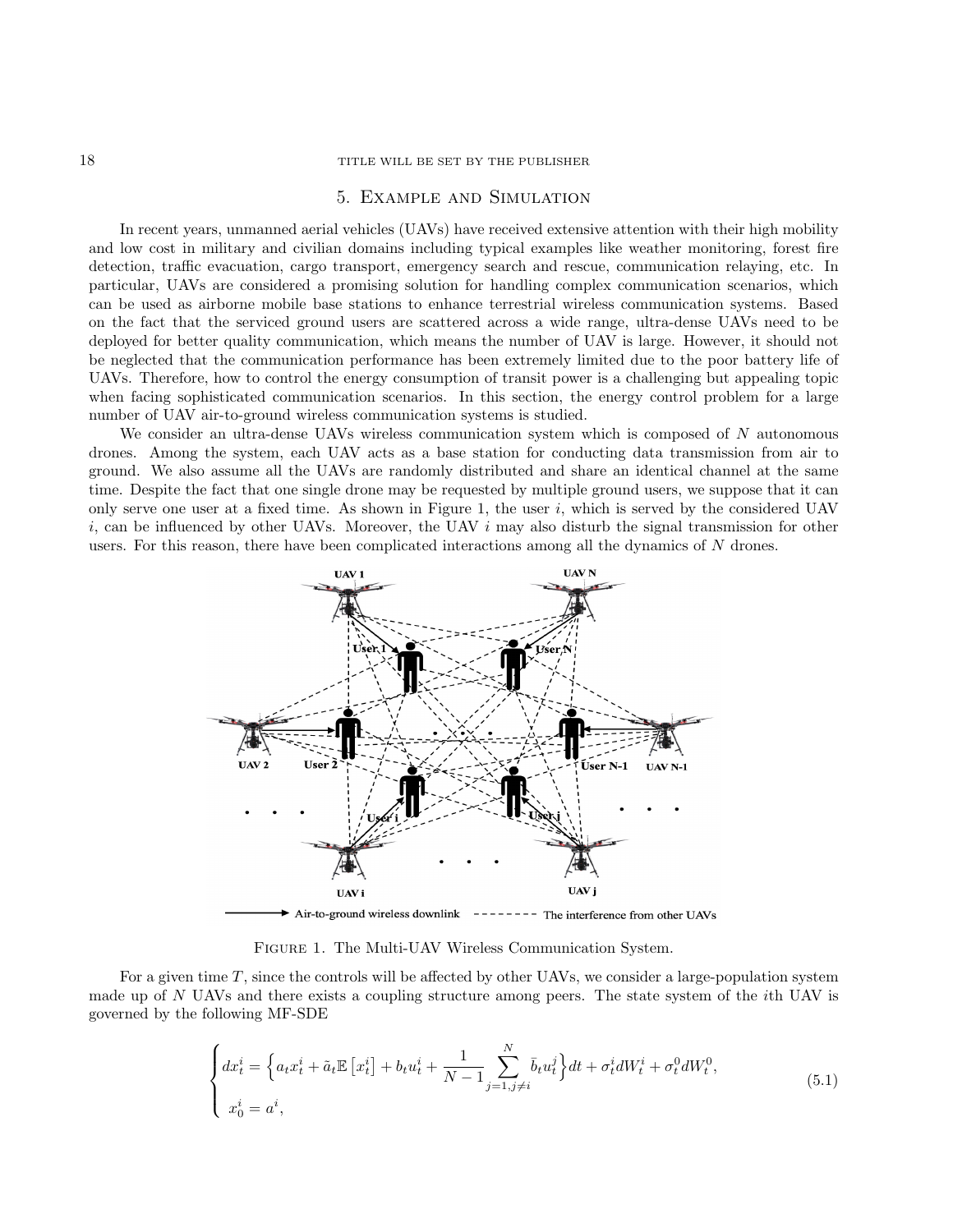## 5. Example and Simulation

In recent years, unmanned aerial vehicles (UAVs) have received extensive attention with their high mobility and low cost in military and civilian domains including typical examples like weather monitoring, forest fire detection, traffic evacuation, cargo transport, emergency search and rescue, communication relaying, etc. In particular, UAVs are considered a promising solution for handling complex communication scenarios, which can be used as airborne mobile base stations to enhance terrestrial wireless communication systems. Based on the fact that the serviced ground users are scattered across a wide range, ultra-dense UAVs need to be deployed for better quality communication, which means the number of UAV is large. However, it should not be neglected that the communication performance has been extremely limited due to the poor battery life of UAVs. Therefore, how to control the energy consumption of transit power is a challenging but appealing topic when facing sophisticated communication scenarios. In this section, the energy control problem for a large number of UAV air-to-ground wireless communication systems is studied.

We consider an ultra-dense UAVs wireless communication system which is composed of $N$ autonomous drones. Among the system, each UAV acts as a base station for conducting data transmission from air to ground. We also assume all the UAVs are randomly distributed and share an identical channel at the same time. Despite the fact that one single drone may be requested by multiple ground users, we suppose that it can only serve one user at a fixed time. As shown in Figure 1, the user $i$, which is served by the considered UAV $i$, can be influenced by other UAVs. Moreover, the UAV $i$ may also disturb the signal transmission for other users. For this reason, there have been complicated interactions among all the dynamics of $N$ drones.

Figure 1. The Multi-UAV Wireless Communication System.

For a given time $T$, since the controls will be affected by other UAVs, we consider a large-population system made up of $N$ UAVs and there exists a coupling structure among peers. The state system of the $i$th UAV is governed by the following MF-SDE

$$
\begin{cases}
dx_t^i = \Big\{ a_t x_t^i + \tilde{a}_t \mathbb{E}\left[x_t^i\right] + b_t u_t^i + \dfrac{1}{N-1} \displaystyle\sum_{j=1, j\neq i}^{N} \bar{b}_t u_t^j \Big\} dt + \sigma_t^i dW_t^i + \sigma_t^0 dW_t^0, \\
x_0^i = a^i,
\end{cases}
\tag{5.1}
$$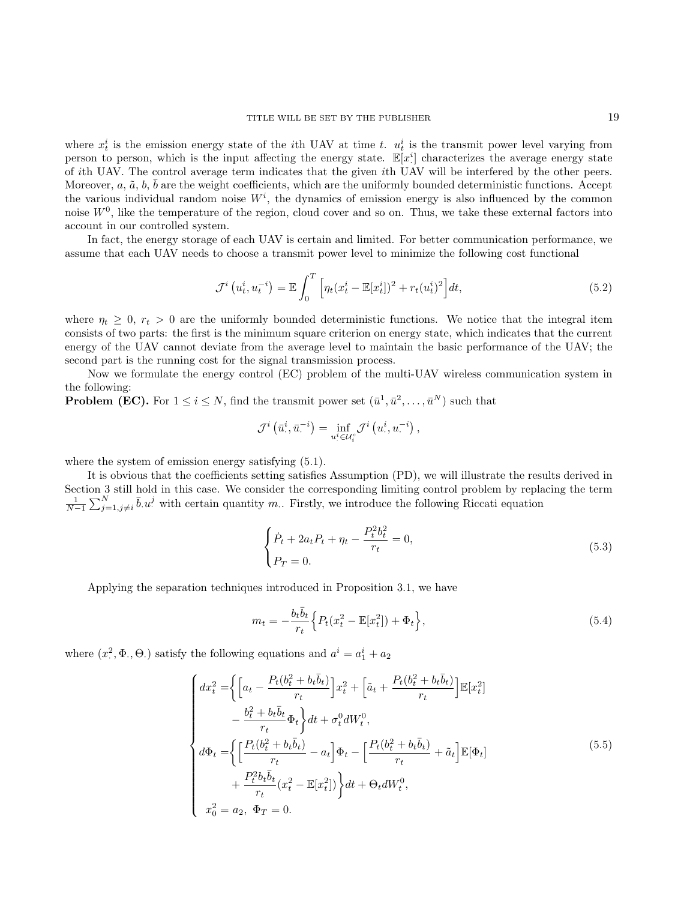where $x_t^i$ is the emission energy state of the $i$th UAV at time $t$. $u_t^i$ is the transmit power level varying from person to person, which is the input affecting the energy state. $\mathbb{E}[x_\cdot^i]$ characterizes the average energy state of $i$th UAV. The control average term indicates that the given $i$th UAV will be interfered by the other peers. Moreover, $a$, $\tilde{a}$, $b$, $\bar{b}$ are the weight coefficients, which are the uniformly bounded deterministic functions. Accept the various individual random noise $W^i$, the dynamics of emission energy is also influenced by the common noise $W^0$, like the temperature of the region, cloud cover and so on. Thus, we take these external factors into account in our controlled system.

In fact, the energy storage of each UAV is certain and limited. For better communication performance, we assume that each UAV needs to choose a transmit power level to minimize the following cost functional

$$\mathcal{J}^i\left(u_t^i, u_t^{-i}\right) = \mathbb{E}\int_0^T \Big[\eta_t (x_t^i - \mathbb{E}[x_t^i])^2 + r_t (u_t^i)^2\Big] dt, \tag{5.2}$$

where $\eta_t \geq 0$, $r_t > 0$ are the uniformly bounded deterministic functions. We notice that the integral item consists of two parts: the first is the minimum square criterion on energy state, which indicates that the current energy of the UAV cannot deviate from the average level to maintain the basic performance of the UAV; the second part is the running cost for the signal transmission process.

Now we formulate the energy control (EC) problem of the multi-UAV wireless communication system in the following:

**Problem (EC).** For $1 \leq i \leq N$, find the transmit power set $(\bar{u}^1, \bar{u}^2, \ldots, \bar{u}^N)$ such that

$$\mathcal{J}^i\left(\bar{u}_\cdot^i, \bar{u}_\cdot^{-i}\right) = \inf_{u_\cdot^i \in \mathcal{U}_i^c} \mathcal{J}^i\left(u_\cdot^i, u_\cdot^{-i}\right),$$

where the system of emission energy satisfying (5.1).

It is obvious that the coefficients setting satisfies Assumption (PD), we will illustrate the results derived in Section 3 still hold in this case. We consider the corresponding limiting control problem by replacing the term $\frac{1}{N-1}\sum_{j=1, j\neq i}^N \bar{b}_\cdot u_\cdot^j$ with certain quantity $m_\cdot$. Firstly, we introduce the following Riccati equation

$$\begin{cases} \dot{P}_t + 2a_t P_t + \eta_t - \dfrac{P_t^2 b_t^2}{r_t} = 0, \\ P_T = 0. \end{cases} \tag{5.3}$$

Applying the separation techniques introduced in Proposition 3.1, we have

$$m_t = -\frac{b_t \bar{b}_t}{r_t}\Big\{P_t(x_t^2 - \mathbb{E}[x_t^2]) + \Phi_t\Big\}, \tag{5.4}$$

where $(x_\cdot^2, \Phi_\cdot, \Theta_\cdot)$ satisfy the following equations and $a^i = a_1^i + a_2$

$$\begin{cases} dx_t^2 = \Big\{\Big[a_t - \dfrac{P_t(b_t^2 + b_t\bar{b}_t)}{r_t}\Big]x_t^2 + \Big[\tilde{a}_t + \dfrac{P_t(b_t^2 + b_t\bar{b}_t)}{r_t}\Big]\mathbb{E}[x_t^2] \\ \qquad\quad - \dfrac{b_t^2 + b_t\bar{b}_t}{r_t}\Phi_t\Big\}dt + \sigma_t^0 dW_t^0, \\ d\Phi_t = \Big\{\Big[\dfrac{P_t(b_t^2 + b_t\bar{b}_t)}{r_t} - a_t\Big]\Phi_t - \Big[\dfrac{P_t(b_t^2 + b_t\bar{b}_t)}{r_t} + \tilde{a}_t\Big]\mathbb{E}[\Phi_t] \\ \qquad\quad + \dfrac{P_t^2 b_t \bar{b}_t}{r_t}(x_t^2 - \mathbb{E}[x_t^2])\Big\}dt + \Theta_t dW_t^0, \\ x_0^2 = a_2, \ \Phi_T = 0. \end{cases} \tag{5.5}$$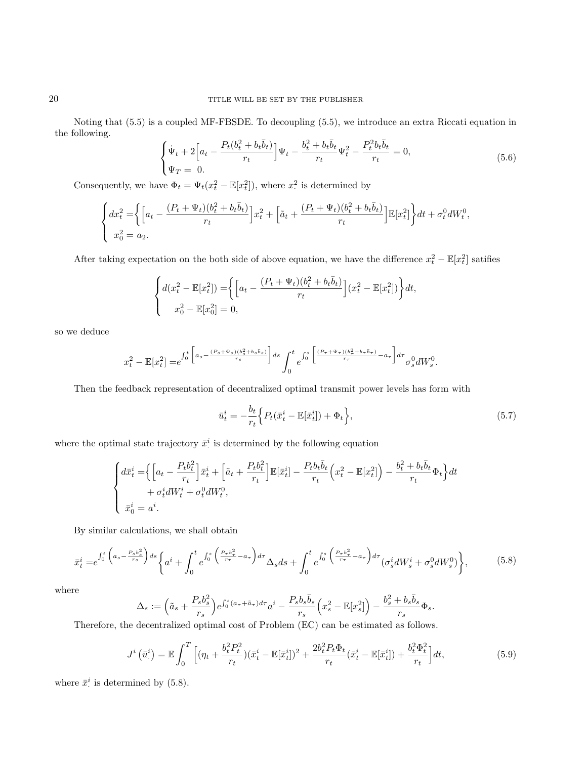Noting that (5.5) is a coupled MF-FBSDE. To decoupling (5.5), we introduce an extra Riccati equation in the following.

$$
\begin{cases}
\dot{\Psi}_t + 2\Big[a_t - \dfrac{P_t(b_t^2 + b_t\bar{b}_t)}{r_t}\Big]\Psi_t - \dfrac{b_t^2 + b_t\bar{b}_t}{r_t}\Psi_t^2 - \dfrac{P_t^2 b_t\bar{b}_t}{r_t} = 0, \\
\Psi_T = \ 0.
\end{cases}
\tag{5.6}
$$

Consequently, we have $\Phi_t = \Psi_t(x_t^2 - \mathbb{E}[x_t^2])$, where $x_\cdot^2$ is determined by

$$
\begin{cases}
dx_t^2 = \Big\{\Big[a_t - \dfrac{(P_t+\Psi_t)(b_t^2 + b_t\bar{b}_t)}{r_t}\Big]x_t^2 + \Big[\tilde{a}_t + \dfrac{(P_t+\Psi_t)(b_t^2 + b_t\bar{b}_t)}{r_t}\Big]\mathbb{E}[x_t^2]\Big\}dt + \sigma_t^0 dW_t^0, \\
x_0^2 = a_2.
\end{cases}
$$

After taking expectation on the both side of above equation, we have the difference $x_t^2 - \mathbb{E}[x_t^2]$ satifies

$$
\begin{cases}
d(x_t^2 - \mathbb{E}[x_t^2]) = \Big\{\Big[a_t - \dfrac{(P_t+\Psi_t)(b_t^2 + b_t\bar{b}_t)}{r_t}\Big](x_t^2 - \mathbb{E}[x_t^2])\Big\}dt, \\
\quad x_0^2 - \mathbb{E}[x_0^2] = 0,
\end{cases}
$$

so we deduce

$$
x_t^2 - \mathbb{E}[x_t^2] = e^{\int_0^t\Big[a_s - \frac{(P_s+\Psi_s)(b_s^2+b_s\bar{b}_s)}{r_s}\Big]ds}\int_0^t e^{\int_0^s\Big[\frac{(P_\tau+\Psi_\tau)(b_\tau^2+b_\tau\bar{b}_\tau)}{r_\tau} - a_\tau\Big]d\tau}\sigma_s^0 dW_s^0.
$$

Then the feedback representation of decentralized optimal transmit power levels has form with

$$
\bar{u}_t^i = -\frac{b_t}{r_t}\Big\{P_t(\bar{x}_t^i - \mathbb{E}[\bar{x}_t^i]) + \Phi_t\Big\},
\tag{5.7}
$$

where the optimal state trajectory $\bar{x}_\cdot^i$ is determined by the following equation

$$
\begin{cases}
d\bar{x}_t^i = \Big\{\Big[a_t - \dfrac{P_t b_t^2}{r_t}\Big]\bar{x}_t^i + \Big[\tilde{a}_t + \dfrac{P_t b_t^2}{r_t}\Big]\mathbb{E}[\bar{x}_t^i] - \dfrac{P_t b_t\bar{b}_t}{r_t}\Big(x_t^2 - \mathbb{E}[x_t^2]\Big) - \dfrac{b_t^2 + b_t\bar{b}_t}{r_t}\Phi_t\Big\}dt \\
\qquad + \sigma_t^i dW_t^i + \sigma_t^0 dW_t^0, \\
\bar{x}_0^i = a^i.
\end{cases}
$$

By similar calculations, we shall obtain

$$
\bar{x}_t^i = e^{\int_0^t\Big(a_s - \frac{P_s b_s^2}{r_s}\Big)ds}\Big\{a^i + \int_0^t e^{\int_0^s\Big(\frac{P_\tau b_\tau^2}{r_\tau} - a_\tau\Big)d\tau}\Delta_s ds + \int_0^t e^{\int_0^s\Big(\frac{P_\tau b_\tau^2}{r_\tau} - a_\tau\Big)d\tau}(\sigma_s^i dW_s^i + \sigma_s^0 dW_s^0)\Big\},
\tag{5.8}
$$

where

$$
\Delta_s := \Big(\tilde{a}_s + \frac{P_s b_s^2}{r_s}\Big)e^{\int_0^s(a_\tau + \tilde{a}_\tau)d\tau}a^i - \frac{P_s b_s\bar{b}_s}{r_s}\Big(x_s^2 - \mathbb{E}[x_s^2]\Big) - \frac{b_s^2 + b_s\bar{b}_s}{r_s}\Phi_s.
$$

Therefore, the decentralized optimal cost of Problem (EC) can be estimated as follows.

$$
J^i\left(\bar{u}_\cdot^i\right) = \mathbb{E}\int_0^T\Big[(\eta_t + \frac{b_t^2 P_t^2}{r_t})(\bar{x}_t^i - \mathbb{E}[\bar{x}_t^i])^2 + \frac{2b_t^2 P_t\Phi_t}{r_t}(\bar{x}_t^i - \mathbb{E}[\bar{x}_t^i]) + \frac{b_t^2\Phi_t^2}{r_t}\Big]dt,
\tag{5.9}
$$

where $\bar{x}_\cdot^i$ is determined by (5.8).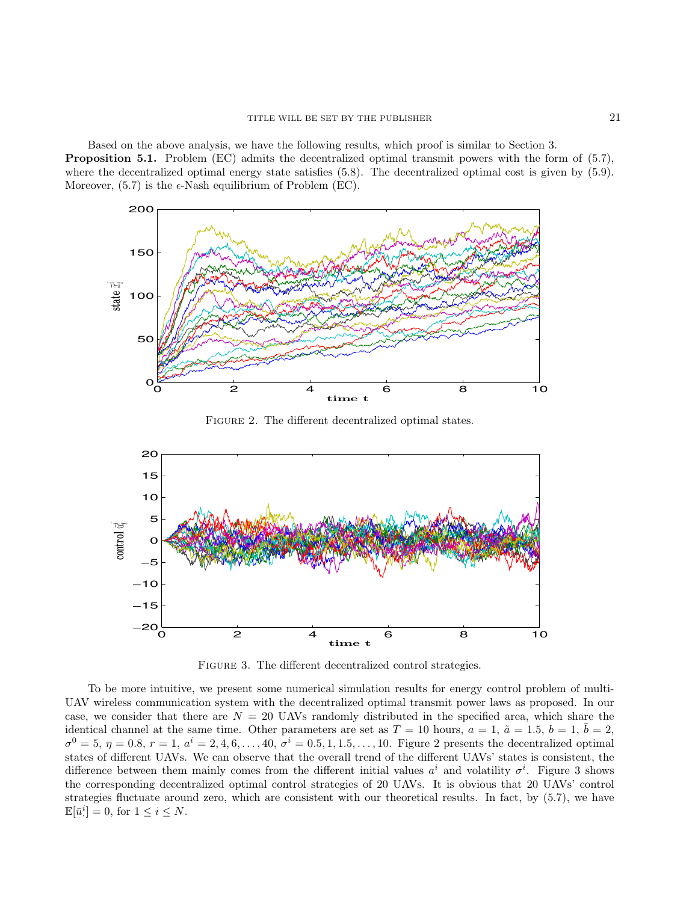Based on the above analysis, we have the following results, which proof is similar to Section 3.

**Proposition 5.1.** Problem (EC) admits the decentralized optimal transmit powers with the form of (5.7), where the decentralized optimal energy state satisfies (5.8). The decentralized optimal cost is given by (5.9). Moreover, (5.7) is the $\epsilon$-Nash equilibrium of Problem (EC).

FIGURE 2. The different decentralized optimal states.

FIGURE 3. The different decentralized control strategies.

To be more intuitive, we present some numerical simulation results for energy control problem of multi-UAV wireless communication system with the decentralized optimal transmit power laws as proposed. In our case, we consider that there are $N = 20$ UAVs randomly distributed in the specified area, which share the identical channel at the same time. Other parameters are set as $T = 10$ hours, $a = 1$, $\tilde{a} = 1.5$, $b = 1$, $\bar{b} = 2$, $\sigma^0 = 5$, $\eta = 0.8$, $r = 1$, $a^i = 2, 4, 6, \dots, 40$, $\sigma^i = 0.5, 1, 1.5, \dots, 10$. Figure 2 presents the decentralized optimal states of different UAVs. We can observe that the overall trend of the different UAVs' states is consistent, the difference between them mainly comes from the different initial values $a^i$ and volatility $\sigma^i$. Figure 3 shows the corresponding decentralized optimal control strategies of 20 UAVs. It is obvious that 20 UAVs' control strategies fluctuate around zero, which are consistent with our theoretical results. In fact, by (5.7), we have $\mathbb{E}[\bar{u}^i_\cdot] = 0$, for $1 \le i \le N$.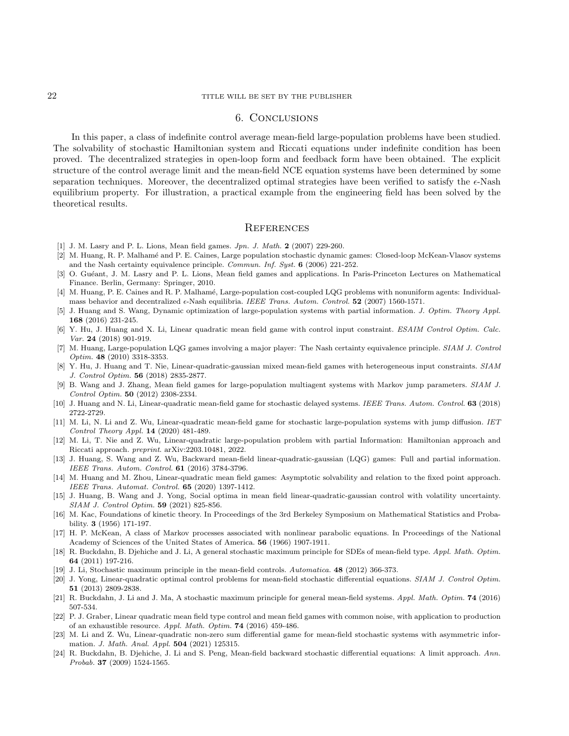## 6. Conclusions

In this paper, a class of indefinite control average mean-field large-population problems have been studied. The solvability of stochastic Hamiltonian system and Riccati equations under indefinite condition has been proved. The decentralized strategies in open-loop form and feedback form have been obtained. The explicit structure of the control average limit and the mean-field NCE equation systems have been determined by some separation techniques. Moreover, the decentralized optimal strategies have been verified to satisfy the $\epsilon$-Nash equilibrium property. For illustration, a practical example from the engineering field has been solved by the theoretical results.

## References

[1] J. M. Lasry and P. L. Lions, Mean field games. *Jpn. J. Math.* **2** (2007) 229-260.

[2] M. Huang, R. P. Malhamé and P. E. Caines, Large population stochastic dynamic games: Closed-loop McKean-Vlasov systems and the Nash certainty equivalence principle. *Commun. Inf. Syst.* **6** (2006) 221-252.

[3] O. Guéant, J. M. Lasry and P. L. Lions, Mean field games and applications. In Paris-Princeton Lectures on Mathematical Finance. Berlin, Germany: Springer, 2010.

[4] M. Huang, P. E. Caines and R. P. Malhamé, Large-population cost-coupled LQG problems with nonuniform agents: Individual-mass behavior and decentralized $\epsilon$-Nash equilibria. *IEEE Trans. Autom. Control.* **52** (2007) 1560-1571.

[5] J. Huang and S. Wang, Dynamic optimization of large-population systems with partial information. *J. Optim. Theory Appl.* **168** (2016) 231-245.

[6] Y. Hu, J. Huang and X. Li, Linear quadratic mean field game with control input constraint. *ESAIM Control Optim. Calc. Var.* **24** (2018) 901-919.

[7] M. Huang, Large-population LQG games involving a major player: The Nash certainty equivalence principle. *SIAM J. Control Optim.* **48** (2010) 3318-3353.

[8] Y. Hu, J. Huang and T. Nie, Linear-quadratic-gaussian mixed mean-field games with heterogeneous input constraints. *SIAM J. Control Optim.* **56** (2018) 2835-2877.

[9] B. Wang and J. Zhang, Mean field games for large-population multiagent systems with Markov jump parameters. *SIAM J. Control Optim.* **50** (2012) 2308-2334.

[10] J. Huang and N. Li, Linear-quadratic mean-field game for stochastic delayed systems. *IEEE Trans. Autom. Control.* **63** (2018) 2722-2729.

[11] M. Li, N. Li and Z. Wu, Linear-quadratic mean-field game for stochastic large-population systems with jump diffusion. *IET Control Theory Appl.* **14** (2020) 481-489.

[12] M. Li, T. Nie and Z. Wu, Linear-quadratic large-population problem with partial Information: Hamiltonian approach and Riccati approach. *preprint.* arXiv:2203.10481, 2022.

[13] J. Huang, S. Wang and Z. Wu, Backward mean-field linear-quadratic-gaussian (LQG) games: Full and partial information. *IEEE Trans. Autom. Control.* **61** (2016) 3784-3796.

[14] M. Huang and M. Zhou, Linear-quadratic mean field games: Asymptotic solvability and relation to the fixed point approach. *IEEE Trans. Automat. Control.* **65** (2020) 1397-1412.

[15] J. Huang, B. Wang and J. Yong, Social optima in mean field linear-quadratic-gaussian control with volatility uncertainty. *SIAM J. Control Optim.* **59** (2021) 825-856.

[16] M. Kac, Foundations of kinetic theory. In Proceedings of the 3rd Berkeley Symposium on Mathematical Statistics and Probability. **3** (1956) 171-197.

[17] H. P. McKean, A class of Markov processes associated with nonlinear parabolic equations. In Proceedings of the National Academy of Sciences of the United States of America. **56** (1966) 1907-1911.

[18] R. Buckdahn, B. Djehiche and J. Li, A general stochastic maximum principle for SDEs of mean-field type. *Appl. Math. Optim.* **64** (2011) 197-216.

[19] J. Li, Stochastic maximum principle in the mean-field controls. *Automatica.* **48** (2012) 366-373.

[20] J. Yong, Linear-quadratic optimal control problems for mean-field stochastic differential equations. *SIAM J. Control Optim.* **51** (2013) 2809-2838.

[21] R. Buckdahn, J. Li and J. Ma, A stochastic maximum principle for general mean-field systems. *Appl. Math. Optim.* **74** (2016) 507-534.

[22] P. J. Graber, Linear quadratic mean field type control and mean field games with common noise, with application to production of an exhaustible resource. *Appl. Math. Optim.* **74** (2016) 459-486.

[23] M. Li and Z. Wu, Linear-quadratic non-zero sum differential game for mean-field stochastic systems with asymmetric information. *J. Math. Anal. Appl.* **504** (2021) 125315.

[24] R. Buckdahn, B. Djehiche, J. Li and S. Peng, Mean-field backward stochastic differential equations: A limit approach. *Ann. Probab.* **37** (2009) 1524-1565.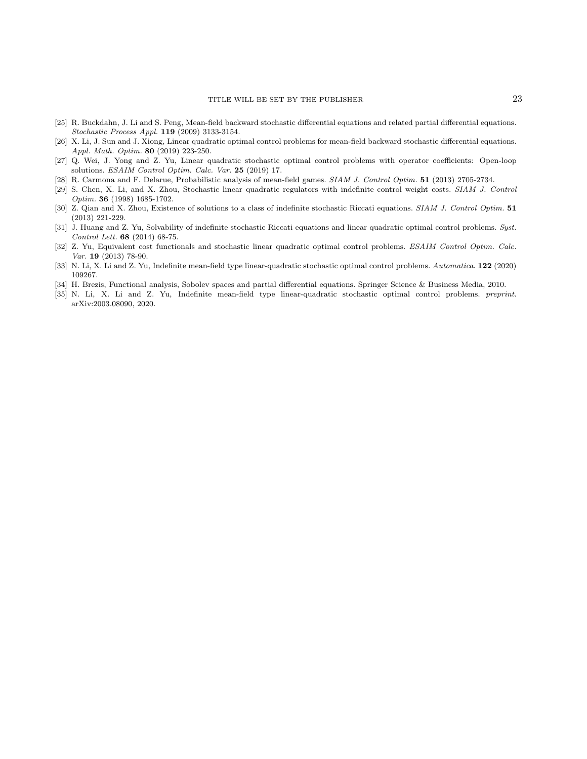[25] R. Buckdahn, J. Li and S. Peng, Mean-field backward stochastic differential equations and related partial differential equations. *Stochastic Process Appl.* **119** (2009) 3133-3154.

[26] X. Li, J. Sun and J. Xiong, Linear quadratic optimal control problems for mean-field backward stochastic differential equations. *Appl. Math. Optim.* **80** (2019) 223-250.

[27] Q. Wei, J. Yong and Z. Yu, Linear quadratic stochastic optimal control problems with operator coefficients: Open-loop solutions. *ESAIM Control Optim. Calc. Var.* **25** (2019) 17.

[28] R. Carmona and F. Delarue, Probabilistic analysis of mean-field games. *SIAM J. Control Optim.* **51** (2013) 2705-2734.

[29] S. Chen, X. Li, and X. Zhou, Stochastic linear quadratic regulators with indefinite control weight costs. *SIAM J. Control Optim.* **36** (1998) 1685-1702.

[30] Z. Qian and X. Zhou, Existence of solutions to a class of indefinite stochastic Riccati equations. *SIAM J. Control Optim.* **51** (2013) 221-229.

[31] J. Huang and Z. Yu, Solvability of indefinite stochastic Riccati equations and linear quadratic optimal control problems. *Syst. Control Lett.* **68** (2014) 68-75.

[32] Z. Yu, Equivalent cost functionals and stochastic linear quadratic optimal control problems. *ESAIM Control Optim. Calc. Var.* **19** (2013) 78-90.

[33] N. Li, X. Li and Z. Yu, Indefinite mean-field type linear-quadratic stochastic optimal control problems. *Automatica*. **122** (2020) 109267.

[34] H. Brezis, Functional analysis, Sobolev spaces and partial differential equations. Springer Science & Business Media, 2010.

[35] N. Li, X. Li and Z. Yu, Indefinite mean-field type linear-quadratic stochastic optimal control problems. *preprint*. arXiv:2003.08090, 2020.